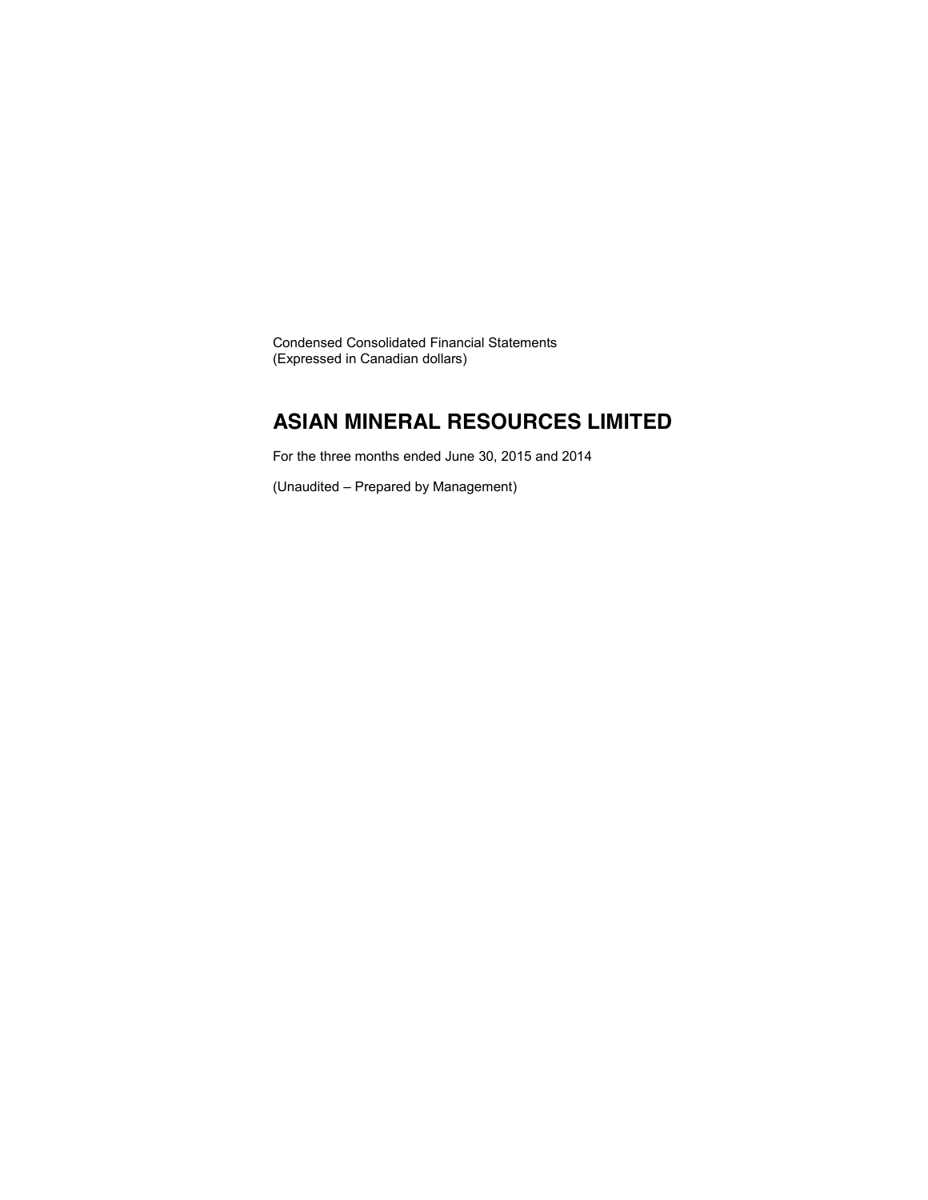Condensed Consolidated Financial Statements
(Expressed in Canadian dollars)

# ASIAN MINERAL RESOURCES LIMITED

For the three months ended June 30, 2015 and 2014

(Unaudited – Prepared by Management)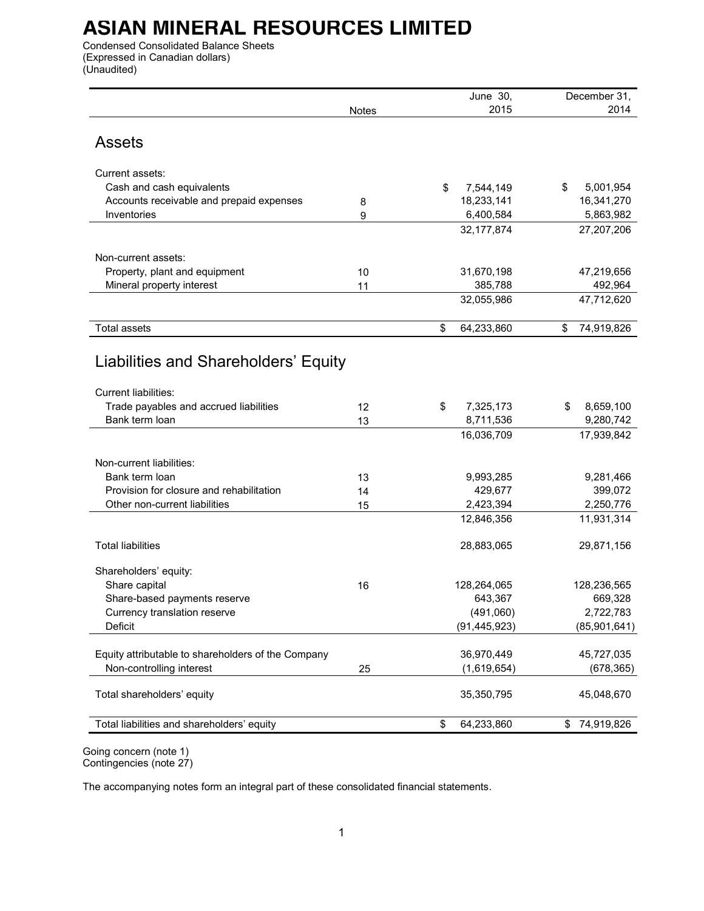# ASIAN MINERAL RESOURCES LIMITED

Condensed Consolidated Balance Sheets
(Expressed in Canadian dollars)
(Unaudited)

| | Notes | June 30, 2015 | December 31, 2014 |
|---|---|---|---|
| **Assets** | | | |
| Current assets: | | | |
| Cash and cash equivalents | | $ 7,544,149 | $ 5,001,954 |
| Accounts receivable and prepaid expenses | 8 | 18,233,141 | 16,341,270 |
| Inventories | 9 | 6,400,584 | 5,863,982 |
| | | 32,177,874 | 27,207,206 |
| Non-current assets: | | | |
| Property, plant and equipment | 10 | 31,670,198 | 47,219,656 |
| Mineral property interest | 11 | 385,788 | 492,964 |
| | | 32,055,986 | 47,712,620 |
| Total assets | | $ 64,233,860 | $ 74,919,826 |
| **Liabilities and Shareholders' Equity** | | | |
| Current liabilities: | | | |
| Trade payables and accrued liabilities | 12 | $ 7,325,173 | $ 8,659,100 |
| Bank term loan | 13 | 8,711,536 | 9,280,742 |
| | | 16,036,709 | 17,939,842 |
| Non-current liabilities: | | | |
| Bank term loan | 13 | 9,993,285 | 9,281,466 |
| Provision for closure and rehabilitation | 14 | 429,677 | 399,072 |
| Other non-current liabilities | 15 | 2,423,394 | 2,250,776 |
| | | 12,846,356 | 11,931,314 |
| Total liabilities | | 28,883,065 | 29,871,156 |
| Shareholders' equity: | | | |
| Share capital | 16 | 128,264,065 | 128,236,565 |
| Share-based payments reserve | | 643,367 | 669,328 |
| Currency translation reserve | | (491,060) | 2,722,783 |
| Deficit | | (91,445,923) | (85,901,641) |
| Equity attributable to shareholders of the Company | | 36,970,449 | 45,727,035 |
| Non-controlling interest | 25 | (1,619,654) | (678,365) |
| Total shareholders' equity | | 35,350,795 | 45,048,670 |
| Total liabilities and shareholders' equity | | $ 64,233,860 | $ 74,919,826 |

Going concern (note 1)
Contingencies (note 27)

The accompanying notes form an integral part of these consolidated financial statements.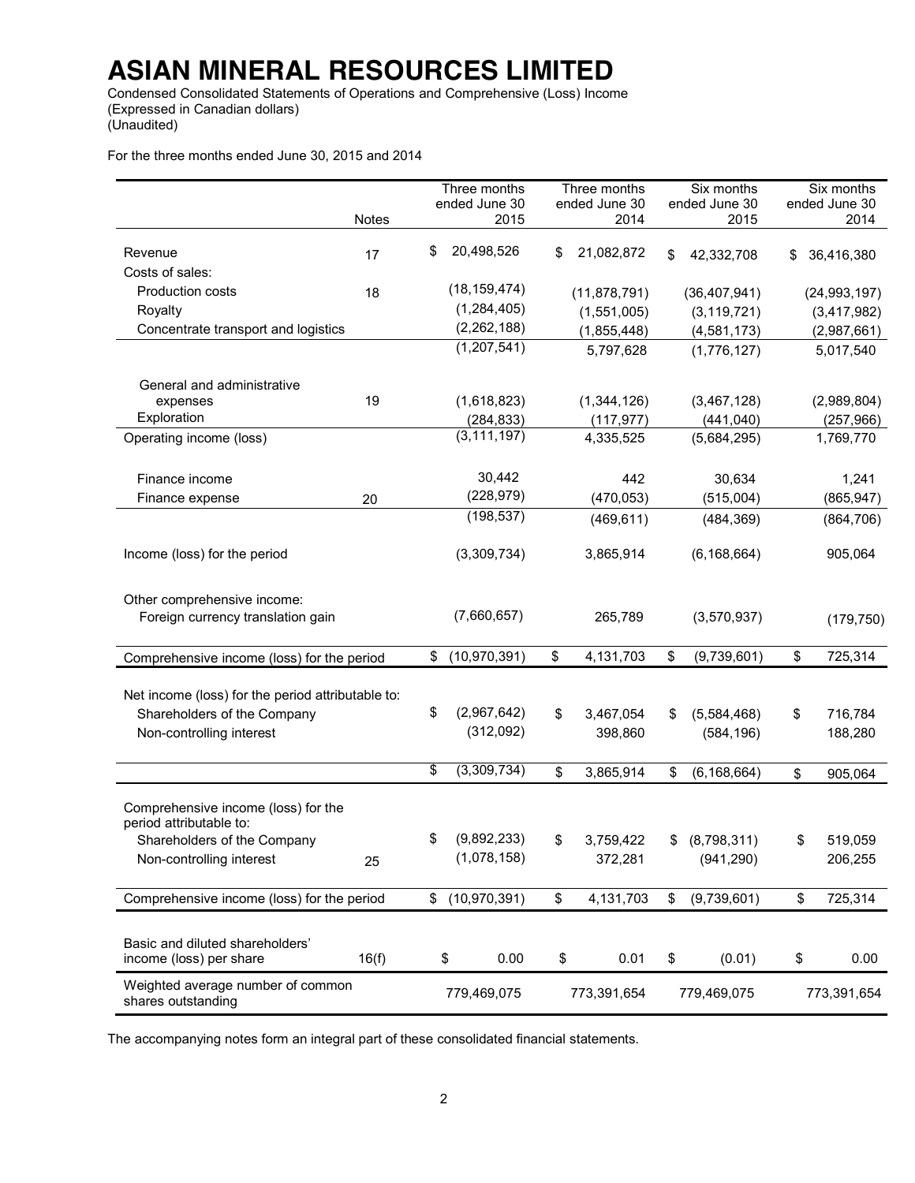# ASIAN MINERAL RESOURCES LIMITED

Condensed Consolidated Statements of Operations and Comprehensive (Loss) Income
(Expressed in Canadian dollars)
(Unaudited)

For the three months ended June 30, 2015 and 2014

| | Notes | Three months ended June 30 2015 | Three months ended June 30 2014 | Six months ended June 30 2015 | Six months ended June 30 2014 |
|---|---|---|---|---|---|
| Revenue | 17 | $ 20,498,526 | $ 21,082,872 | $ 42,332,708 | $ 36,416,380 |
| Costs of sales: | | | | | |
| Production costs | 18 | (18,159,474) | (11,878,791) | (36,407,941) | (24,993,197) |
| Royalty | | (1,284,405) | (1,551,005) | (3,119,721) | (3,417,982) |
| Concentrate transport and logistics | | (2,262,188) | (1,855,448) | (4,581,173) | (2,987,661) |
| | | (1,207,541) | 5,797,628 | (1,776,127) | 5,017,540 |
| General and administrative expenses | 19 | (1,618,823) | (1,344,126) | (3,467,128) | (2,989,804) |
| Exploration | | (284,833) | (117,977) | (441,040) | (257,966) |
| Operating income (loss) | | (3,111,197) | 4,335,525 | (5,684,295) | 1,769,770 |
| Finance income | | 30,442 | 442 | 30,634 | 1,241 |
| Finance expense | 20 | (228,979) | (470,053) | (515,004) | (865,947) |
| | | (198,537) | (469,611) | (484,369) | (864,706) |
| Income (loss) for the period | | (3,309,734) | 3,865,914 | (6,168,664) | 905,064 |
| Other comprehensive income: | | | | | |
| Foreign currency translation gain | | (7,660,657) | 265,789 | (3,570,937) | (179,750) |
| Comprehensive income (loss) for the period | | $ (10,970,391) | $ 4,131,703 | $ (9,739,601) | $ 725,314 |
| Net income (loss) for the period attributable to: | | | | | |
| Shareholders of the Company | | $ (2,967,642) | $ 3,467,054 | $ (5,584,468) | $ 716,784 |
| Non-controlling interest | | (312,092) | 398,860 | (584,196) | 188,280 |
| | | $ (3,309,734) | $ 3,865,914 | $ (6,168,664) | $ 905,064 |
| Comprehensive income (loss) for the period attributable to: | | | | | |
| Shareholders of the Company | | $ (9,892,233) | $ 3,759,422 | $ (8,798,311) | $ 519,059 |
| Non-controlling interest | 25 | (1,078,158) | 372,281 | (941,290) | 206,255 |
| Comprehensive income (loss) for the period | | $ (10,970,391) | $ 4,131,703 | $ (9,739,601) | $ 725,314 |
| Basic and diluted shareholders' income (loss) per share | 16(f) | $ 0.00 | $ 0.01 | $ (0.01) | $ 0.00 |
| Weighted average number of common shares outstanding | | 779,469,075 | 773,391,654 | 779,469,075 | 773,391,654 |

The accompanying notes form an integral part of these consolidated financial statements.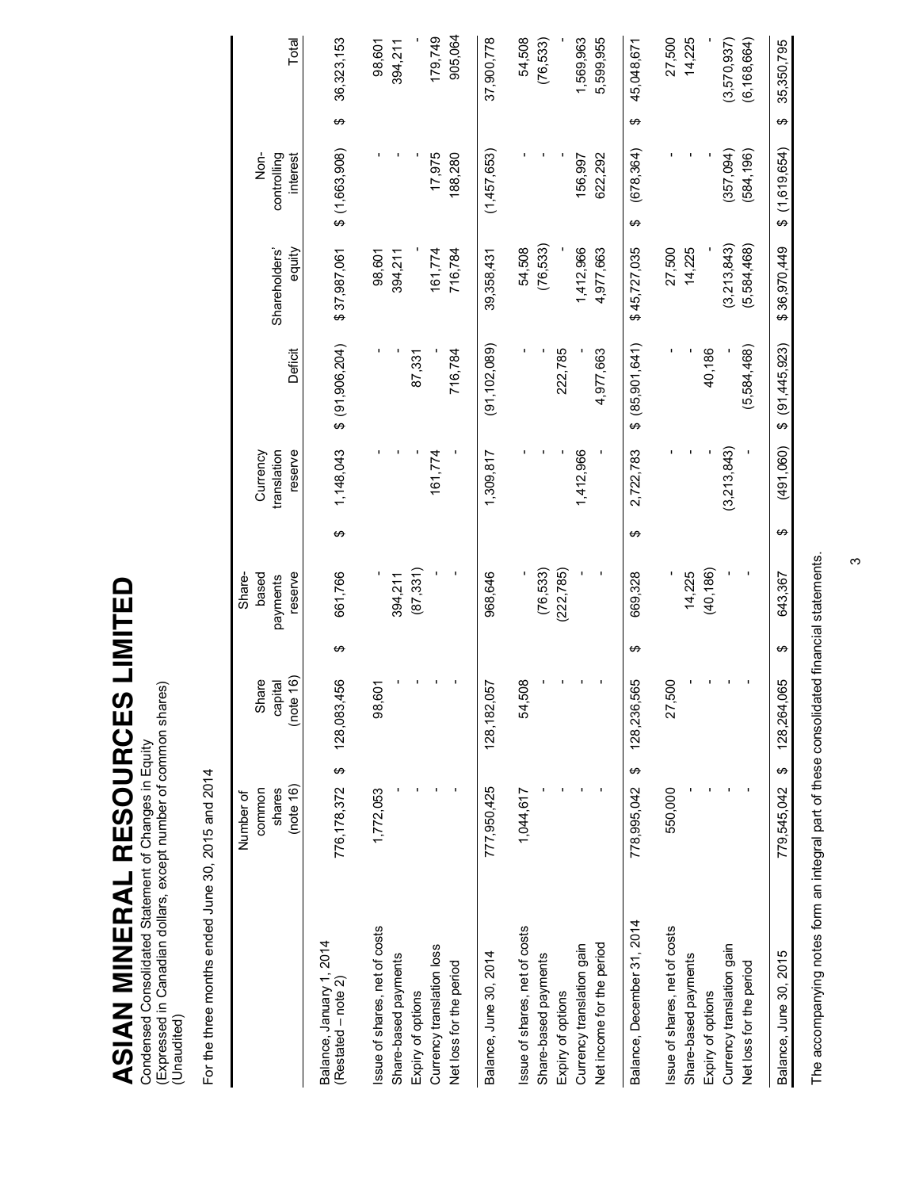# ASIAN MINERAL RESOURCES LIMITED

Condensed Consolidated Statement of Changes in Equity
(Expressed in Canadian dollars, except number of common shares)
(Unaudited)

For the three months ended June 30, 2015 and 2014

| | Number of common shares (note 16) | Share capital (note 16) | Share-based payments reserve | Currency translation reserve | Deficit | Shareholders' equity | Non-controlling interest | Total |
|---|---|---|---|---|---|---|---|---|
| Balance, January 1, 2014 (Restated – note 2) | 776,178,372 | $ 128,083,456 | $ 661,766 | $ 1,148,043 | $ (91,906,204) | $ 37,987,061 | $ (1,663,908) | $ 36,323,153 |
| Issue of shares, net of costs | 1,772,053 | 98,601 | - | - | - | 98,601 | - | 98,601 |
| Share-based payments | - | - | 394,211 | - | - | 394,211 | - | 394,211 |
| Expiry of options | - | - | (87,331) | - | 87,331 | - | - | - |
| Currency translation loss | - | - | - | 161,774 | - | 161,774 | 17,975 | 179,749 |
| Net loss for the period | - | - | - | - | 716,784 | 716,784 | 188,280 | 905,064 |
| Balance, June 30, 2014 | 777,950,425 | 128,182,057 | 968,646 | 1,309,817 | (91,102,089) | 39,358,431 | (1,457,653) | 37,900,778 |
| Issue of shares, net of costs | 1,044,617 | 54,508 | - | - | - | 54,508 | - | 54,508 |
| Share-based payments | - | - | (76,533) | - | - | (76,533) | - | (76,533) |
| Expiry of options | - | - | (222,785) | - | 222,785 | - | - | - |
| Currency translation gain | - | - | - | 1,412,966 | - | 1,412,966 | 156,997 | 1,569,963 |
| Net income for the period | - | - | - | - | 4,977,663 | 4,977,663 | 622,292 | 5,599,955 |
| Balance, December 31, 2014 | 778,995,042 | $ 128,236,565 | $ 669,328 | $ 2,722,783 | $ (85,901,641) | $ 45,727,035 | $ (678,364) | $ 45,048,671 |
| Issue of shares, net of costs | 550,000 | 27,500 | - | - | - | 27,500 | - | 27,500 |
| Share-based payments | - | - | 14,225 | - | - | 14,225 | - | 14,225 |
| Expiry of options | - | - | (40,186) | - | 40,186 | - | - | - |
| Currency translation gain | - | - | - | (3,213,843) | - | (3,213,843) | (357,094) | (3,570,937) |
| Net loss for the period | - | - | - | - | (5,584,468) | (5,584,468) | (584,196) | (6,168,664) |
| Balance, June 30, 2015 | 779,545,042 | $ 128,264,065 | $ 643,367 | $ (491,060) | $ (91,445,923) | $ 36,970,449 | $ (1,619,654) | $ 35,350,795 |

The accompanying notes form an integral part of these consolidated financial statements.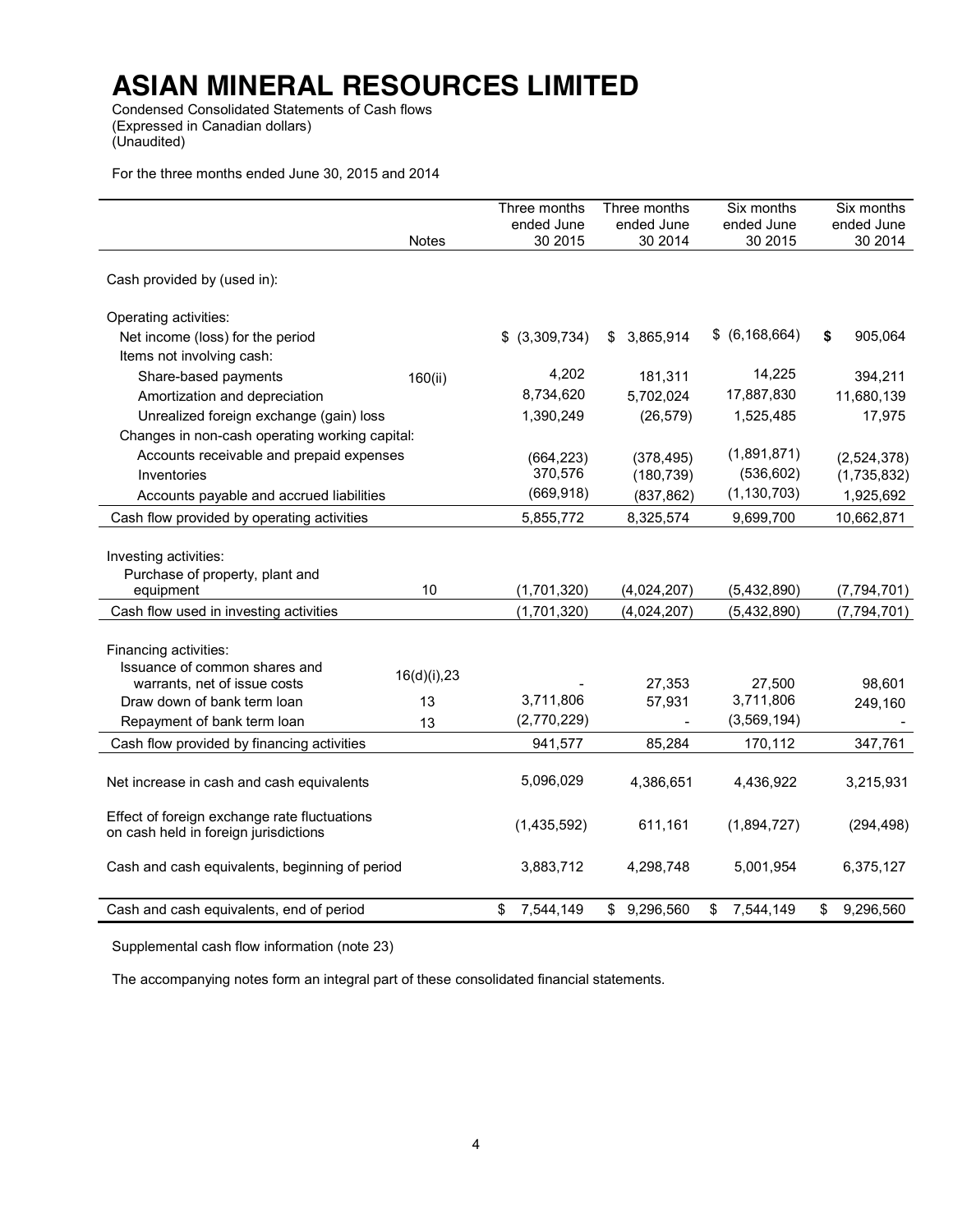# ASIAN MINERAL RESOURCES LIMITED

Condensed Consolidated Statements of Cash flows
(Expressed in Canadian dollars)
(Unaudited)

For the three months ended June 30, 2015 and 2014

| | Notes | Three months ended June 30 2015 | Three months ended June 30 2014 | Six months ended June 30 2015 | Six months ended June 30 2014 |
|---|---|---|---|---|---|
| Cash provided by (used in): | | | | | |
| Operating activities: | | | | | |
| Net income (loss) for the period | | $ (3,309,734) | $ 3,865,914 | $ (6,168,664) | **$** 905,064 |
| Items not involving cash: | | | | | |
| Share-based payments | 160(ii) | 4,202 | 181,311 | 14,225 | 394,211 |
| Amortization and depreciation | | 8,734,620 | 5,702,024 | 17,887,830 | 11,680,139 |
| Unrealized foreign exchange (gain) loss | | 1,390,249 | (26,579) | 1,525,485 | 17,975 |
| Changes in non-cash operating working capital: | | | | | |
| Accounts receivable and prepaid expenses | | (664,223) | (378,495) | (1,891,871) | (2,524,378) |
| Inventories | | 370,576 | (180,739) | (536,602) | (1,735,832) |
| Accounts payable and accrued liabilities | | (669,918) | (837,862) | (1,130,703) | 1,925,692 |
| Cash flow provided by operating activities | | 5,855,772 | 8,325,574 | 9,699,700 | 10,662,871 |
| Investing activities: | | | | | |
| Purchase of property, plant and equipment | 10 | (1,701,320) | (4,024,207) | (5,432,890) | (7,794,701) |
| Cash flow used in investing activities | | (1,701,320) | (4,024,207) | (5,432,890) | (7,794,701) |
| Financing activities: | | | | | |
| Issuance of common shares and warrants, net of issue costs | 16(d)(i),23 | - | 27,353 | 27,500 | 98,601 |
| Draw down of bank term loan | 13 | 3,711,806 | 57,931 | 3,711,806 | 249,160 |
| Repayment of bank term loan | 13 | (2,770,229) | - | (3,569,194) | - |
| Cash flow provided by financing activities | | 941,577 | 85,284 | 170,112 | 347,761 |
| Net increase in cash and cash equivalents | | 5,096,029 | 4,386,651 | 4,436,922 | 3,215,931 |
| Effect of foreign exchange rate fluctuations on cash held in foreign jurisdictions | | (1,435,592) | 611,161 | (1,894,727) | (294,498) |
| Cash and cash equivalents, beginning of period | | 3,883,712 | 4,298,748 | 5,001,954 | 6,375,127 |
| Cash and cash equivalents, end of period | | $ 7,544,149 | $ 9,296,560 | $ 7,544,149 | $ 9,296,560 |

Supplemental cash flow information (note 23)

The accompanying notes form an integral part of these consolidated financial statements.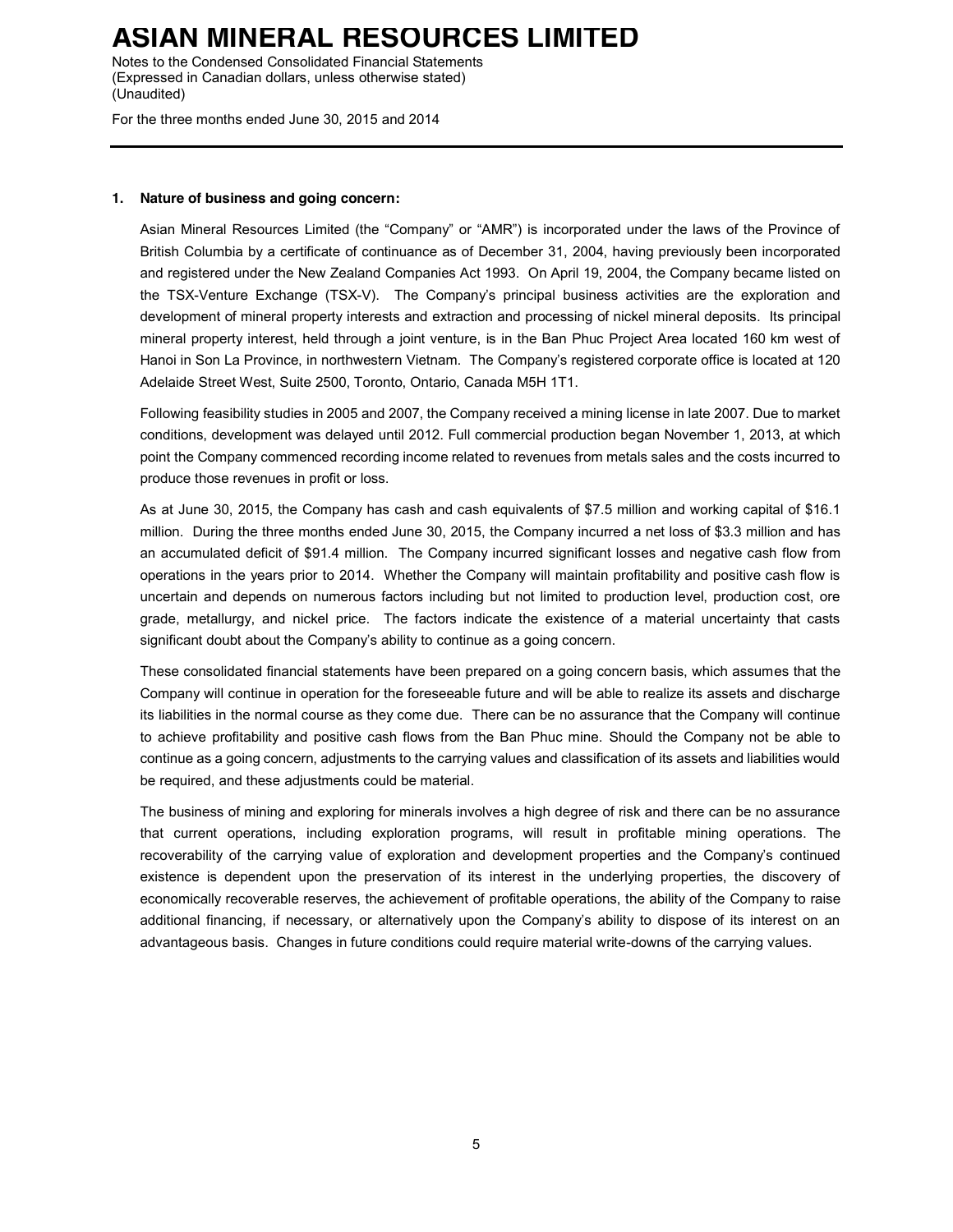## 1. Nature of business and going concern:

Asian Mineral Resources Limited (the "Company" or "AMR") is incorporated under the laws of the Province of British Columbia by a certificate of continuance as of December 31, 2004, having previously been incorporated and registered under the New Zealand Companies Act 1993. On April 19, 2004, the Company became listed on the TSX-Venture Exchange (TSX-V). The Company's principal business activities are the exploration and development of mineral property interests and extraction and processing of nickel mineral deposits. Its principal mineral property interest, held through a joint venture, is in the Ban Phuc Project Area located 160 km west of Hanoi in Son La Province, in northwestern Vietnam. The Company's registered corporate office is located at 120 Adelaide Street West, Suite 2500, Toronto, Ontario, Canada M5H 1T1.

Following feasibility studies in 2005 and 2007, the Company received a mining license in late 2007. Due to market conditions, development was delayed until 2012. Full commercial production began November 1, 2013, at which point the Company commenced recording income related to revenues from metals sales and the costs incurred to produce those revenues in profit or loss.

As at June 30, 2015, the Company has cash and cash equivalents of $7.5 million and working capital of $16.1 million. During the three months ended June 30, 2015, the Company incurred a net loss of $3.3 million and has an accumulated deficit of $91.4 million. The Company incurred significant losses and negative cash flow from operations in the years prior to 2014. Whether the Company will maintain profitability and positive cash flow is uncertain and depends on numerous factors including but not limited to production level, production cost, ore grade, metallurgy, and nickel price. The factors indicate the existence of a material uncertainty that casts significant doubt about the Company's ability to continue as a going concern.

These consolidated financial statements have been prepared on a going concern basis, which assumes that the Company will continue in operation for the foreseeable future and will be able to realize its assets and discharge its liabilities in the normal course as they come due. There can be no assurance that the Company will continue to achieve profitability and positive cash flows from the Ban Phuc mine. Should the Company not be able to continue as a going concern, adjustments to the carrying values and classification of its assets and liabilities would be required, and these adjustments could be material.

The business of mining and exploring for minerals involves a high degree of risk and there can be no assurance that current operations, including exploration programs, will result in profitable mining operations. The recoverability of the carrying value of exploration and development properties and the Company's continued existence is dependent upon the preservation of its interest in the underlying properties, the discovery of economically recoverable reserves, the achievement of profitable operations, the ability of the Company to raise additional financing, if necessary, or alternatively upon the Company's ability to dispose of its interest on an advantageous basis. Changes in future conditions could require material write-downs of the carrying values.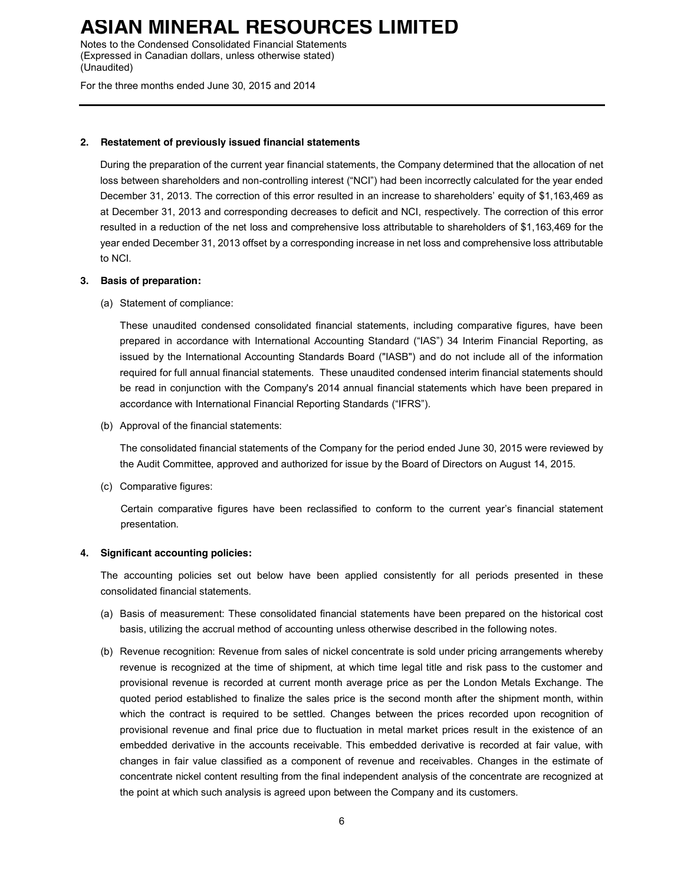## 2. Restatement of previously issued financial statements

During the preparation of the current year financial statements, the Company determined that the allocation of net loss between shareholders and non-controlling interest ("NCI") had been incorrectly calculated for the year ended December 31, 2013. The correction of this error resulted in an increase to shareholders' equity of $1,163,469 as at December 31, 2013 and corresponding decreases to deficit and NCI, respectively. The correction of this error resulted in a reduction of the net loss and comprehensive loss attributable to shareholders of $1,163,469 for the year ended December 31, 2013 offset by a corresponding increase in net loss and comprehensive loss attributable to NCI.

## 3. Basis of preparation:

(a) Statement of compliance:

These unaudited condensed consolidated financial statements, including comparative figures, have been prepared in accordance with International Accounting Standard ("IAS") 34 Interim Financial Reporting, as issued by the International Accounting Standards Board ("IASB") and do not include all of the information required for full annual financial statements. These unaudited condensed interim financial statements should be read in conjunction with the Company's 2014 annual financial statements which have been prepared in accordance with International Financial Reporting Standards ("IFRS").

(b) Approval of the financial statements:

The consolidated financial statements of the Company for the period ended June 30, 2015 were reviewed by the Audit Committee, approved and authorized for issue by the Board of Directors on August 14, 2015.

(c) Comparative figures:

Certain comparative figures have been reclassified to conform to the current year's financial statement presentation.

## 4. Significant accounting policies:

The accounting policies set out below have been applied consistently for all periods presented in these consolidated financial statements.

(a) Basis of measurement: These consolidated financial statements have been prepared on the historical cost basis, utilizing the accrual method of accounting unless otherwise described in the following notes.

(b) Revenue recognition: Revenue from sales of nickel concentrate is sold under pricing arrangements whereby revenue is recognized at the time of shipment, at which time legal title and risk pass to the customer and provisional revenue is recorded at current month average price as per the London Metals Exchange. The quoted period established to finalize the sales price is the second month after the shipment month, within which the contract is required to be settled. Changes between the prices recorded upon recognition of provisional revenue and final price due to fluctuation in metal market prices result in the existence of an embedded derivative in the accounts receivable. This embedded derivative is recorded at fair value, with changes in fair value classified as a component of revenue and receivables. Changes in the estimate of concentrate nickel content resulting from the final independent analysis of the concentrate are recognized at the point at which such analysis is agreed upon between the Company and its customers.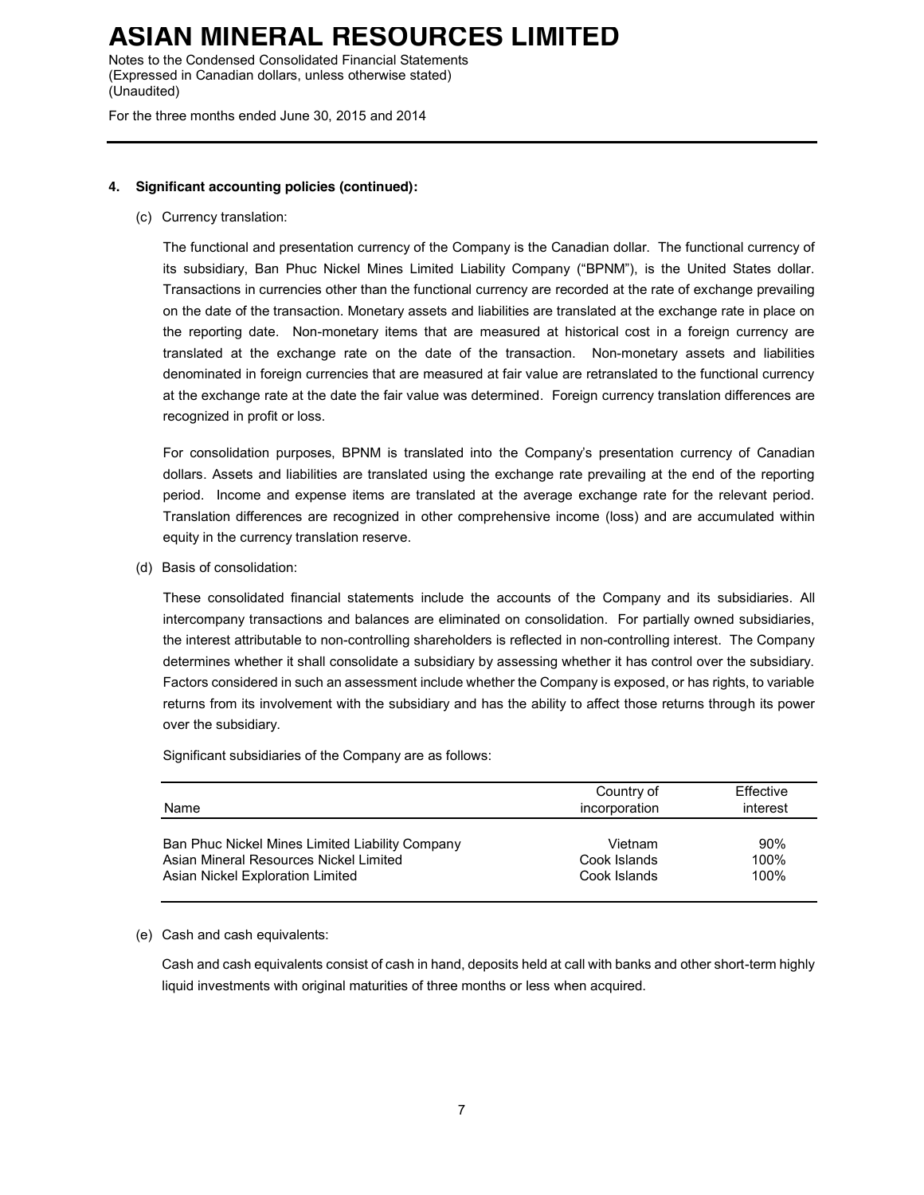### 4. Significant accounting policies (continued):

(c) Currency translation:

The functional and presentation currency of the Company is the Canadian dollar. The functional currency of its subsidiary, Ban Phuc Nickel Mines Limited Liability Company ("BPNM"), is the United States dollar. Transactions in currencies other than the functional currency are recorded at the rate of exchange prevailing on the date of the transaction. Monetary assets and liabilities are translated at the exchange rate in place on the reporting date. Non-monetary items that are measured at historical cost in a foreign currency are translated at the exchange rate on the date of the transaction. Non-monetary assets and liabilities denominated in foreign currencies that are measured at fair value are retranslated to the functional currency at the exchange rate at the date the fair value was determined. Foreign currency translation differences are recognized in profit or loss.

For consolidation purposes, BPNM is translated into the Company's presentation currency of Canadian dollars. Assets and liabilities are translated using the exchange rate prevailing at the end of the reporting period. Income and expense items are translated at the average exchange rate for the relevant period. Translation differences are recognized in other comprehensive income (loss) and are accumulated within equity in the currency translation reserve.

(d) Basis of consolidation:

These consolidated financial statements include the accounts of the Company and its subsidiaries. All intercompany transactions and balances are eliminated on consolidation. For partially owned subsidiaries, the interest attributable to non-controlling shareholders is reflected in non-controlling interest. The Company determines whether it shall consolidate a subsidiary by assessing whether it has control over the subsidiary. Factors considered in such an assessment include whether the Company is exposed, or has rights, to variable returns from its involvement with the subsidiary and has the ability to affect those returns through its power over the subsidiary.

Significant subsidiaries of the Company are as follows:

| Name | Country of incorporation | Effective interest |
|---|---|---|
| Ban Phuc Nickel Mines Limited Liability Company | Vietnam | 90% |
| Asian Mineral Resources Nickel Limited | Cook Islands | 100% |
| Asian Nickel Exploration Limited | Cook Islands | 100% |

(e) Cash and cash equivalents:

Cash and cash equivalents consist of cash in hand, deposits held at call with banks and other short-term highly liquid investments with original maturities of three months or less when acquired.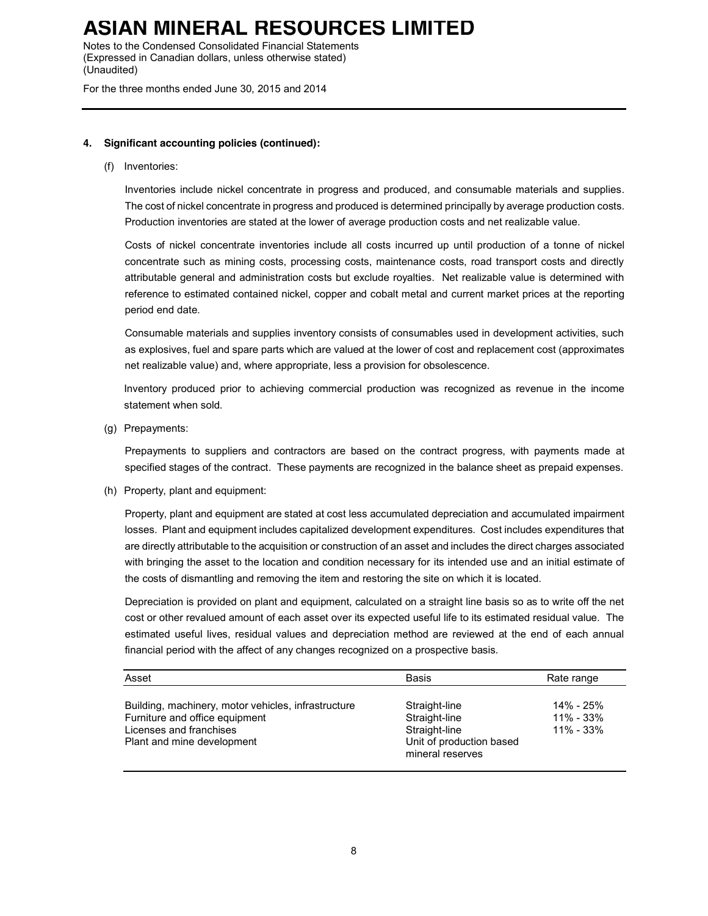## 4. Significant accounting policies (continued):

(f) Inventories:

Inventories include nickel concentrate in progress and produced, and consumable materials and supplies. The cost of nickel concentrate in progress and produced is determined principally by average production costs. Production inventories are stated at the lower of average production costs and net realizable value.

Costs of nickel concentrate inventories include all costs incurred up until production of a tonne of nickel concentrate such as mining costs, processing costs, maintenance costs, road transport costs and directly attributable general and administration costs but exclude royalties. Net realizable value is determined with reference to estimated contained nickel, copper and cobalt metal and current market prices at the reporting period end date.

Consumable materials and supplies inventory consists of consumables used in development activities, such as explosives, fuel and spare parts which are valued at the lower of cost and replacement cost (approximates net realizable value) and, where appropriate, less a provision for obsolescence.

Inventory produced prior to achieving commercial production was recognized as revenue in the income statement when sold.

(g) Prepayments:

Prepayments to suppliers and contractors are based on the contract progress, with payments made at specified stages of the contract. These payments are recognized in the balance sheet as prepaid expenses.

(h) Property, plant and equipment:

Property, plant and equipment are stated at cost less accumulated depreciation and accumulated impairment losses. Plant and equipment includes capitalized development expenditures. Cost includes expenditures that are directly attributable to the acquisition or construction of an asset and includes the direct charges associated with bringing the asset to the location and condition necessary for its intended use and an initial estimate of the costs of dismantling and removing the item and restoring the site on which it is located.

Depreciation is provided on plant and equipment, calculated on a straight line basis so as to write off the net cost or other revalued amount of each asset over its expected useful life to its estimated residual value. The estimated useful lives, residual values and depreciation method are reviewed at the end of each annual financial period with the affect of any changes recognized on a prospective basis.

| Asset | Basis | Rate range |
|---|---|---|
| Building, machinery, motor vehicles, infrastructure | Straight-line | 14% - 25% |
| Furniture and office equipment | Straight-line | 11% - 33% |
| Licenses and franchises | Straight-line | 11% - 33% |
| Plant and mine development | Unit of production based mineral reserves | |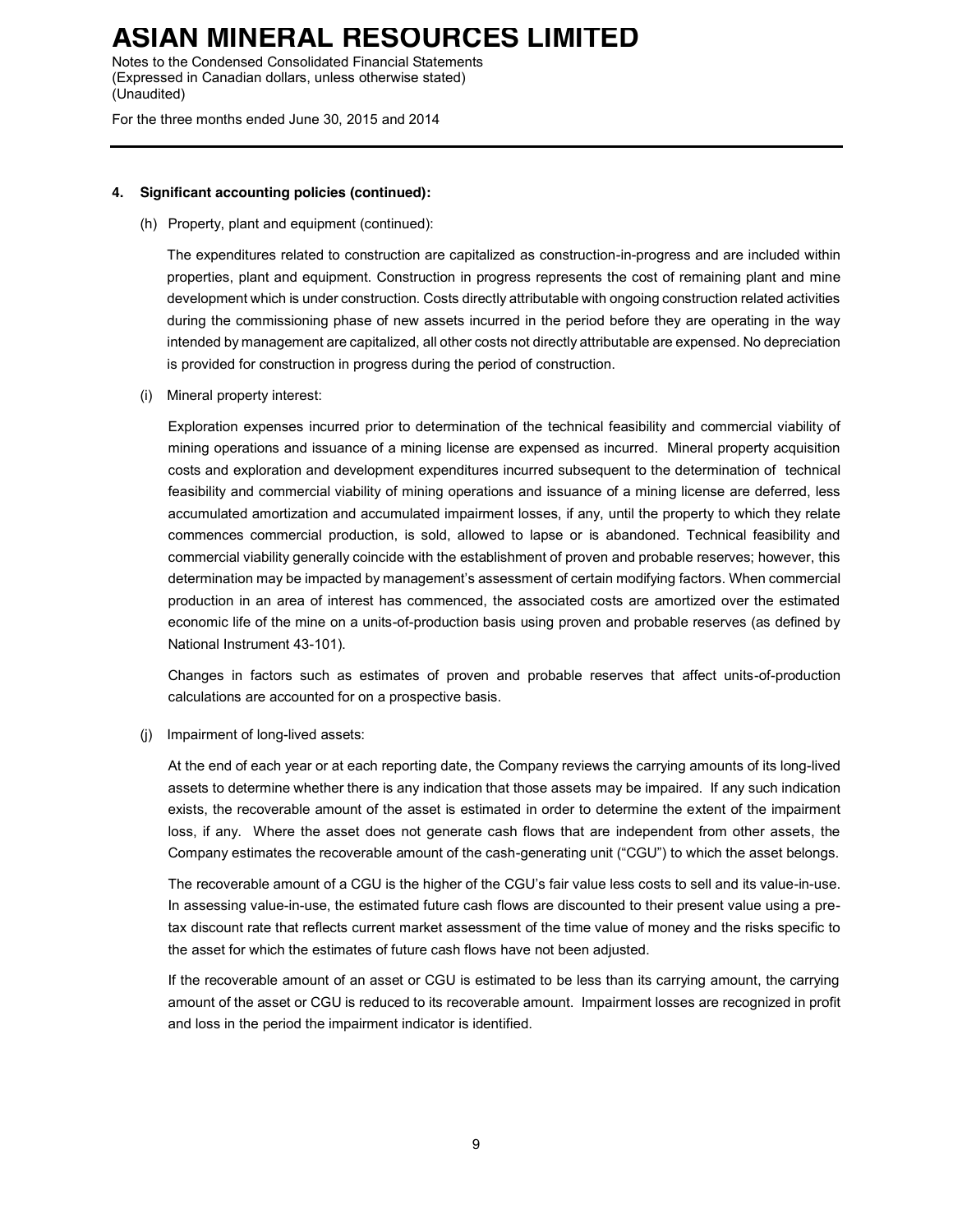**4. Significant accounting policies (continued):**

(h) Property, plant and equipment (continued):

The expenditures related to construction are capitalized as construction-in-progress and are included within properties, plant and equipment. Construction in progress represents the cost of remaining plant and mine development which is under construction. Costs directly attributable with ongoing construction related activities during the commissioning phase of new assets incurred in the period before they are operating in the way intended by management are capitalized, all other costs not directly attributable are expensed. No depreciation is provided for construction in progress during the period of construction.

(i) Mineral property interest:

Exploration expenses incurred prior to determination of the technical feasibility and commercial viability of mining operations and issuance of a mining license are expensed as incurred. Mineral property acquisition costs and exploration and development expenditures incurred subsequent to the determination of technical feasibility and commercial viability of mining operations and issuance of a mining license are deferred, less accumulated amortization and accumulated impairment losses, if any, until the property to which they relate commences commercial production, is sold, allowed to lapse or is abandoned. Technical feasibility and commercial viability generally coincide with the establishment of proven and probable reserves; however, this determination may be impacted by management's assessment of certain modifying factors. When commercial production in an area of interest has commenced, the associated costs are amortized over the estimated economic life of the mine on a units-of-production basis using proven and probable reserves (as defined by National Instrument 43-101).

Changes in factors such as estimates of proven and probable reserves that affect units-of-production calculations are accounted for on a prospective basis.

(j) Impairment of long-lived assets:

At the end of each year or at each reporting date, the Company reviews the carrying amounts of its long-lived assets to determine whether there is any indication that those assets may be impaired. If any such indication exists, the recoverable amount of the asset is estimated in order to determine the extent of the impairment loss, if any. Where the asset does not generate cash flows that are independent from other assets, the Company estimates the recoverable amount of the cash-generating unit ("CGU") to which the asset belongs.

The recoverable amount of a CGU is the higher of the CGU's fair value less costs to sell and its value-in-use. In assessing value-in-use, the estimated future cash flows are discounted to their present value using a pre-tax discount rate that reflects current market assessment of the time value of money and the risks specific to the asset for which the estimates of future cash flows have not been adjusted.

If the recoverable amount of an asset or CGU is estimated to be less than its carrying amount, the carrying amount of the asset or CGU is reduced to its recoverable amount. Impairment losses are recognized in profit and loss in the period the impairment indicator is identified.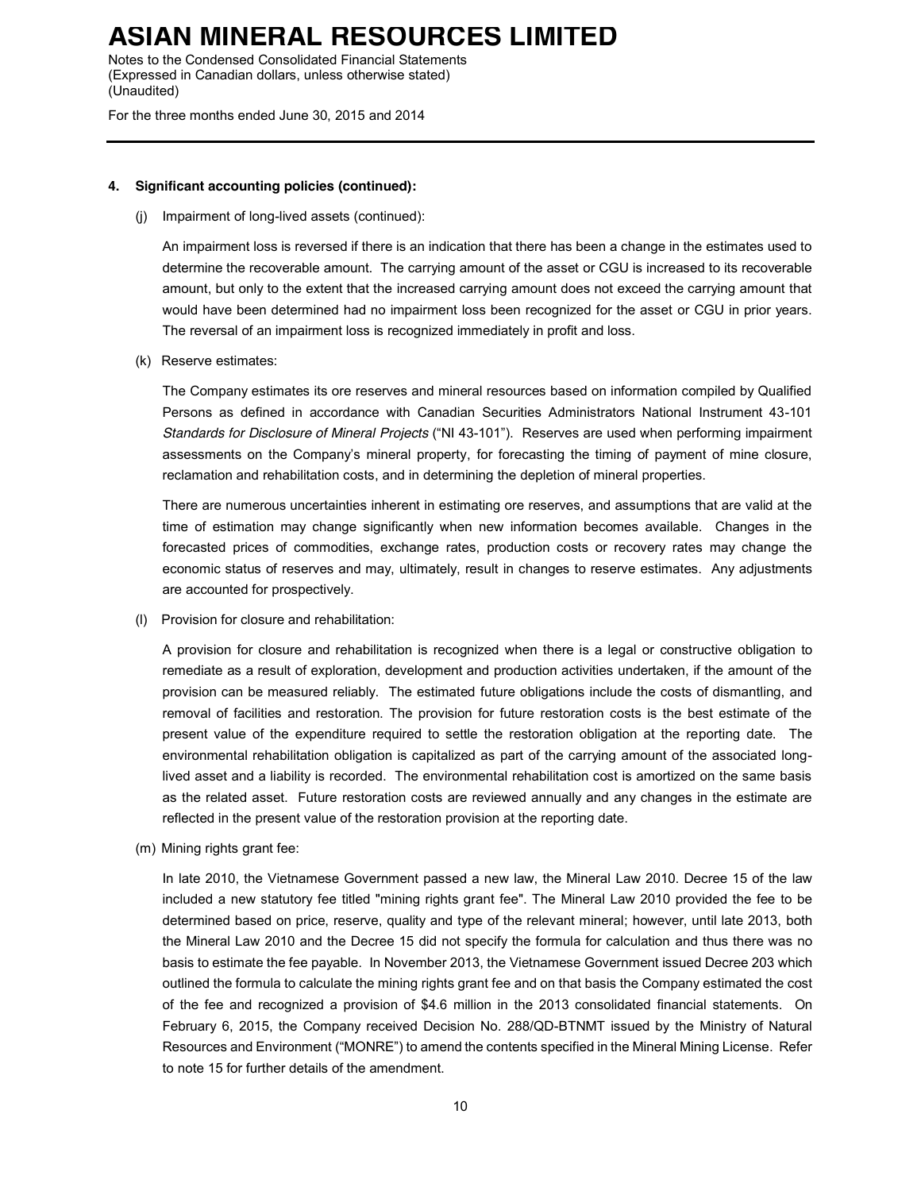## 4. Significant accounting policies (continued):

(j) Impairment of long-lived assets (continued):

An impairment loss is reversed if there is an indication that there has been a change in the estimates used to determine the recoverable amount. The carrying amount of the asset or CGU is increased to its recoverable amount, but only to the extent that the increased carrying amount does not exceed the carrying amount that would have been determined had no impairment loss been recognized for the asset or CGU in prior years. The reversal of an impairment loss is recognized immediately in profit and loss.

(k) Reserve estimates:

The Company estimates its ore reserves and mineral resources based on information compiled by Qualified Persons as defined in accordance with Canadian Securities Administrators National Instrument 43-101 *Standards for Disclosure of Mineral Projects* ("NI 43-101"). Reserves are used when performing impairment assessments on the Company's mineral property, for forecasting the timing of payment of mine closure, reclamation and rehabilitation costs, and in determining the depletion of mineral properties.

There are numerous uncertainties inherent in estimating ore reserves, and assumptions that are valid at the time of estimation may change significantly when new information becomes available. Changes in the forecasted prices of commodities, exchange rates, production costs or recovery rates may change the economic status of reserves and may, ultimately, result in changes to reserve estimates. Any adjustments are accounted for prospectively.

(l) Provision for closure and rehabilitation:

A provision for closure and rehabilitation is recognized when there is a legal or constructive obligation to remediate as a result of exploration, development and production activities undertaken, if the amount of the provision can be measured reliably. The estimated future obligations include the costs of dismantling, and removal of facilities and restoration. The provision for future restoration costs is the best estimate of the present value of the expenditure required to settle the restoration obligation at the reporting date. The environmental rehabilitation obligation is capitalized as part of the carrying amount of the associated long-lived asset and a liability is recorded. The environmental rehabilitation cost is amortized on the same basis as the related asset. Future restoration costs are reviewed annually and any changes in the estimate are reflected in the present value of the restoration provision at the reporting date.

(m) Mining rights grant fee:

In late 2010, the Vietnamese Government passed a new law, the Mineral Law 2010. Decree 15 of the law included a new statutory fee titled "mining rights grant fee". The Mineral Law 2010 provided the fee to be determined based on price, reserve, quality and type of the relevant mineral; however, until late 2013, both the Mineral Law 2010 and the Decree 15 did not specify the formula for calculation and thus there was no basis to estimate the fee payable. In November 2013, the Vietnamese Government issued Decree 203 which outlined the formula to calculate the mining rights grant fee and on that basis the Company estimated the cost of the fee and recognized a provision of $4.6 million in the 2013 consolidated financial statements. On February 6, 2015, the Company received Decision No. 288/QD-BTNMT issued by the Ministry of Natural Resources and Environment ("MONRE") to amend the contents specified in the Mineral Mining License. Refer to note 15 for further details of the amendment.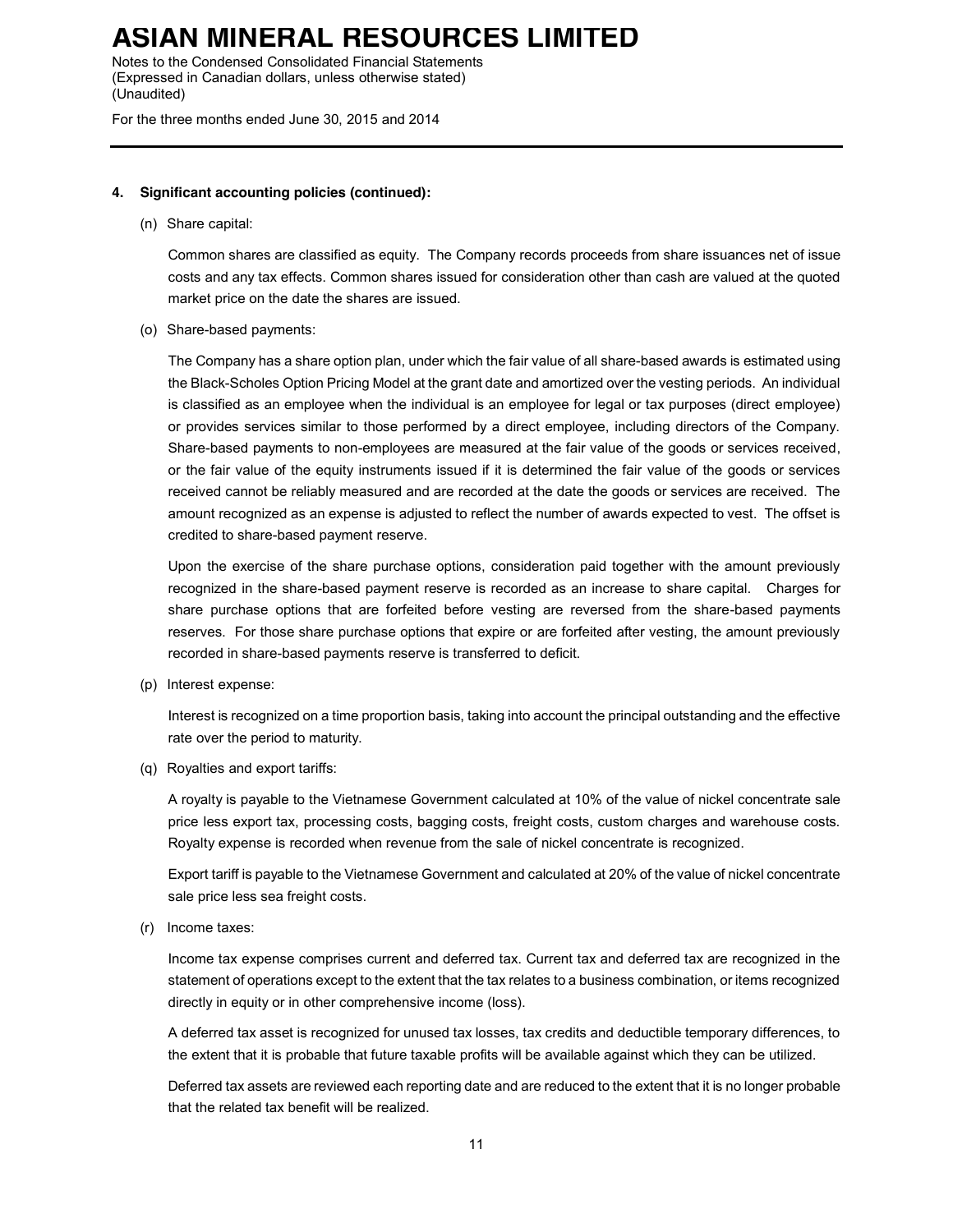### 4. Significant accounting policies (continued):

(n) Share capital:

Common shares are classified as equity. The Company records proceeds from share issuances net of issue costs and any tax effects. Common shares issued for consideration other than cash are valued at the quoted market price on the date the shares are issued.

(o) Share-based payments:

The Company has a share option plan, under which the fair value of all share-based awards is estimated using the Black-Scholes Option Pricing Model at the grant date and amortized over the vesting periods. An individual is classified as an employee when the individual is an employee for legal or tax purposes (direct employee) or provides services similar to those performed by a direct employee, including directors of the Company. Share-based payments to non-employees are measured at the fair value of the goods or services received, or the fair value of the equity instruments issued if it is determined the fair value of the goods or services received cannot be reliably measured and are recorded at the date the goods or services are received. The amount recognized as an expense is adjusted to reflect the number of awards expected to vest. The offset is credited to share-based payment reserve.

Upon the exercise of the share purchase options, consideration paid together with the amount previously recognized in the share-based payment reserve is recorded as an increase to share capital. Charges for share purchase options that are forfeited before vesting are reversed from the share-based payments reserves. For those share purchase options that expire or are forfeited after vesting, the amount previously recorded in share-based payments reserve is transferred to deficit.

(p) Interest expense:

Interest is recognized on a time proportion basis, taking into account the principal outstanding and the effective rate over the period to maturity.

(q) Royalties and export tariffs:

A royalty is payable to the Vietnamese Government calculated at 10% of the value of nickel concentrate sale price less export tax, processing costs, bagging costs, freight costs, custom charges and warehouse costs. Royalty expense is recorded when revenue from the sale of nickel concentrate is recognized.

Export tariff is payable to the Vietnamese Government and calculated at 20% of the value of nickel concentrate sale price less sea freight costs.

(r) Income taxes:

Income tax expense comprises current and deferred tax. Current tax and deferred tax are recognized in the statement of operations except to the extent that the tax relates to a business combination, or items recognized directly in equity or in other comprehensive income (loss).

A deferred tax asset is recognized for unused tax losses, tax credits and deductible temporary differences, to the extent that it is probable that future taxable profits will be available against which they can be utilized.

Deferred tax assets are reviewed each reporting date and are reduced to the extent that it is no longer probable that the related tax benefit will be realized.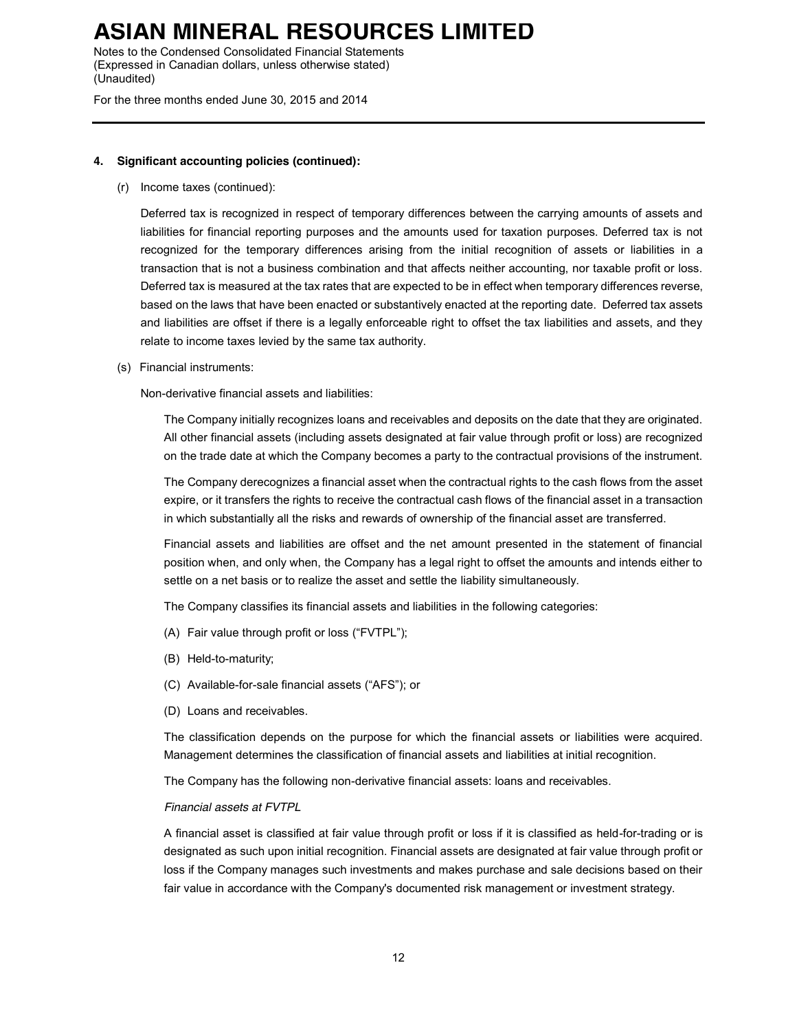**4. Significant accounting policies (continued):**

(r) Income taxes (continued):

Deferred tax is recognized in respect of temporary differences between the carrying amounts of assets and liabilities for financial reporting purposes and the amounts used for taxation purposes. Deferred tax is not recognized for the temporary differences arising from the initial recognition of assets or liabilities in a transaction that is not a business combination and that affects neither accounting, nor taxable profit or loss. Deferred tax is measured at the tax rates that are expected to be in effect when temporary differences reverse, based on the laws that have been enacted or substantively enacted at the reporting date. Deferred tax assets and liabilities are offset if there is a legally enforceable right to offset the tax liabilities and assets, and they relate to income taxes levied by the same tax authority.

(s) Financial instruments:

Non-derivative financial assets and liabilities:

The Company initially recognizes loans and receivables and deposits on the date that they are originated. All other financial assets (including assets designated at fair value through profit or loss) are recognized on the trade date at which the Company becomes a party to the contractual provisions of the instrument.

The Company derecognizes a financial asset when the contractual rights to the cash flows from the asset expire, or it transfers the rights to receive the contractual cash flows of the financial asset in a transaction in which substantially all the risks and rewards of ownership of the financial asset are transferred.

Financial assets and liabilities are offset and the net amount presented in the statement of financial position when, and only when, the Company has a legal right to offset the amounts and intends either to settle on a net basis or to realize the asset and settle the liability simultaneously.

The Company classifies its financial assets and liabilities in the following categories:

(A) Fair value through profit or loss ("FVTPL");

(B) Held-to-maturity;

(C) Available-for-sale financial assets ("AFS"); or

(D) Loans and receivables.

The classification depends on the purpose for which the financial assets or liabilities were acquired. Management determines the classification of financial assets and liabilities at initial recognition.

The Company has the following non-derivative financial assets: loans and receivables.

*Financial assets at FVTPL*

A financial asset is classified at fair value through profit or loss if it is classified as held-for-trading or is designated as such upon initial recognition. Financial assets are designated at fair value through profit or loss if the Company manages such investments and makes purchase and sale decisions based on their fair value in accordance with the Company's documented risk management or investment strategy.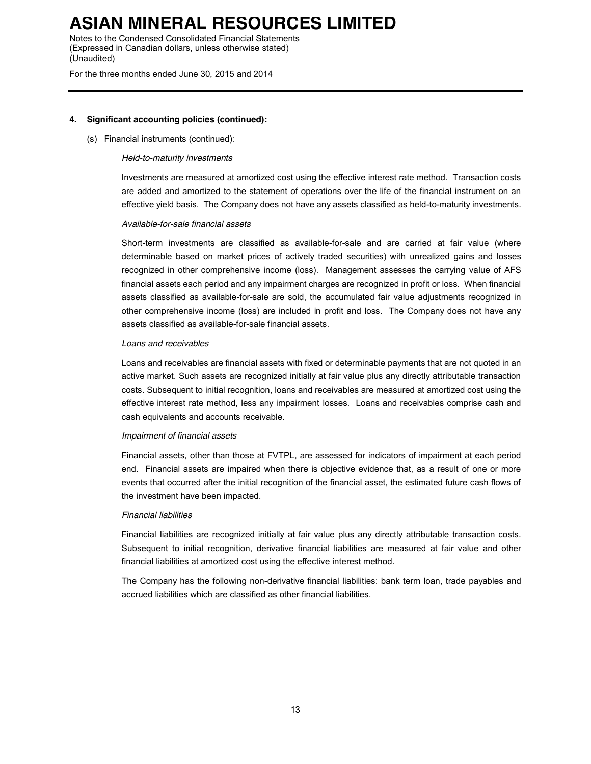## 4. Significant accounting policies (continued):

(s) Financial instruments (continued):

*Held-to-maturity investments*

Investments are measured at amortized cost using the effective interest rate method. Transaction costs are added and amortized to the statement of operations over the life of the financial instrument on an effective yield basis. The Company does not have any assets classified as held-to-maturity investments.

*Available-for-sale financial assets*

Short-term investments are classified as available-for-sale and are carried at fair value (where determinable based on market prices of actively traded securities) with unrealized gains and losses recognized in other comprehensive income (loss). Management assesses the carrying value of AFS financial assets each period and any impairment charges are recognized in profit or loss. When financial assets classified as available-for-sale are sold, the accumulated fair value adjustments recognized in other comprehensive income (loss) are included in profit and loss. The Company does not have any assets classified as available-for-sale financial assets.

*Loans and receivables*

Loans and receivables are financial assets with fixed or determinable payments that are not quoted in an active market. Such assets are recognized initially at fair value plus any directly attributable transaction costs. Subsequent to initial recognition, loans and receivables are measured at amortized cost using the effective interest rate method, less any impairment losses. Loans and receivables comprise cash and cash equivalents and accounts receivable.

*Impairment of financial assets*

Financial assets, other than those at FVTPL, are assessed for indicators of impairment at each period end. Financial assets are impaired when there is objective evidence that, as a result of one or more events that occurred after the initial recognition of the financial asset, the estimated future cash flows of the investment have been impacted.

*Financial liabilities*

Financial liabilities are recognized initially at fair value plus any directly attributable transaction costs. Subsequent to initial recognition, derivative financial liabilities are measured at fair value and other financial liabilities at amortized cost using the effective interest method.

The Company has the following non-derivative financial liabilities: bank term loan, trade payables and accrued liabilities which are classified as other financial liabilities.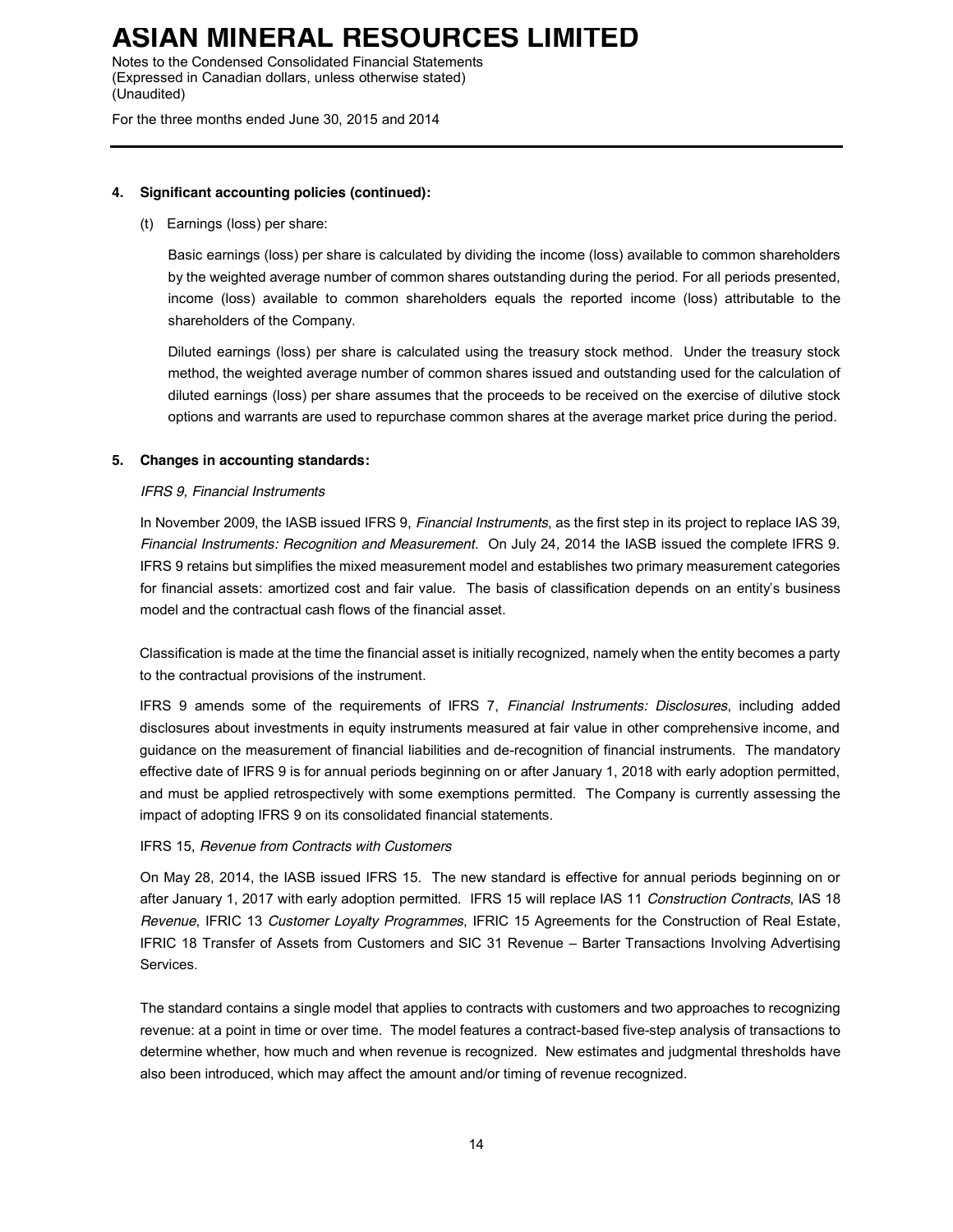## 4. Significant accounting policies (continued):

(t) Earnings (loss) per share:

Basic earnings (loss) per share is calculated by dividing the income (loss) available to common shareholders by the weighted average number of common shares outstanding during the period. For all periods presented, income (loss) available to common shareholders equals the reported income (loss) attributable to the shareholders of the Company.

Diluted earnings (loss) per share is calculated using the treasury stock method. Under the treasury stock method, the weighted average number of common shares issued and outstanding used for the calculation of diluted earnings (loss) per share assumes that the proceeds to be received on the exercise of dilutive stock options and warrants are used to repurchase common shares at the average market price during the period.

## 5. Changes in accounting standards:

*IFRS 9, Financial Instruments*

In November 2009, the IASB issued IFRS 9, *Financial Instruments*, as the first step in its project to replace IAS 39, *Financial Instruments: Recognition and Measurement*. On July 24, 2014 the IASB issued the complete IFRS 9. IFRS 9 retains but simplifies the mixed measurement model and establishes two primary measurement categories for financial assets: amortized cost and fair value. The basis of classification depends on an entity's business model and the contractual cash flows of the financial asset.

Classification is made at the time the financial asset is initially recognized, namely when the entity becomes a party to the contractual provisions of the instrument.

IFRS 9 amends some of the requirements of IFRS 7, *Financial Instruments: Disclosures*, including added disclosures about investments in equity instruments measured at fair value in other comprehensive income, and guidance on the measurement of financial liabilities and de-recognition of financial instruments. The mandatory effective date of IFRS 9 is for annual periods beginning on or after January 1, 2018 with early adoption permitted, and must be applied retrospectively with some exemptions permitted. The Company is currently assessing the impact of adopting IFRS 9 on its consolidated financial statements.

IFRS 15, *Revenue from Contracts with Customers*

On May 28, 2014, the IASB issued IFRS 15. The new standard is effective for annual periods beginning on or after January 1, 2017 with early adoption permitted. IFRS 15 will replace IAS 11 *Construction Contracts*, IAS 18 *Revenue*, IFRIC 13 *Customer Loyalty Programmes*, IFRIC 15 Agreements for the Construction of Real Estate, IFRIC 18 Transfer of Assets from Customers and SIC 31 Revenue – Barter Transactions Involving Advertising Services.

The standard contains a single model that applies to contracts with customers and two approaches to recognizing revenue: at a point in time or over time. The model features a contract-based five-step analysis of transactions to determine whether, how much and when revenue is recognized. New estimates and judgmental thresholds have also been introduced, which may affect the amount and/or timing of revenue recognized.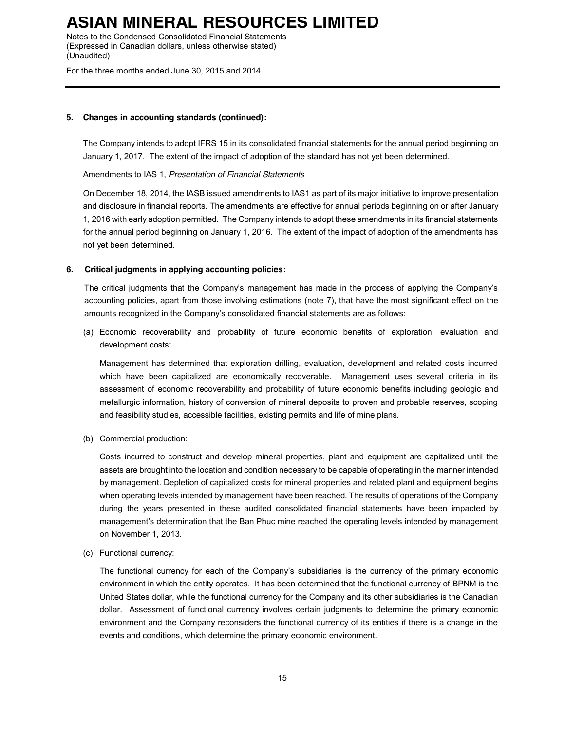### 5. Changes in accounting standards (continued):

The Company intends to adopt IFRS 15 in its consolidated financial statements for the annual period beginning on January 1, 2017. The extent of the impact of adoption of the standard has not yet been determined.

Amendments to IAS 1, *Presentation of Financial Statements*

On December 18, 2014, the IASB issued amendments to IAS1 as part of its major initiative to improve presentation and disclosure in financial reports. The amendments are effective for annual periods beginning on or after January 1, 2016 with early adoption permitted. The Company intends to adopt these amendments in its financial statements for the annual period beginning on January 1, 2016. The extent of the impact of adoption of the amendments has not yet been determined.

### 6. Critical judgments in applying accounting policies:

The critical judgments that the Company's management has made in the process of applying the Company's accounting policies, apart from those involving estimations (note 7), that have the most significant effect on the amounts recognized in the Company's consolidated financial statements are as follows:

(a) Economic recoverability and probability of future economic benefits of exploration, evaluation and development costs:

Management has determined that exploration drilling, evaluation, development and related costs incurred which have been capitalized are economically recoverable. Management uses several criteria in its assessment of economic recoverability and probability of future economic benefits including geologic and metallurgic information, history of conversion of mineral deposits to proven and probable reserves, scoping and feasibility studies, accessible facilities, existing permits and life of mine plans.

(b) Commercial production:

Costs incurred to construct and develop mineral properties, plant and equipment are capitalized until the assets are brought into the location and condition necessary to be capable of operating in the manner intended by management. Depletion of capitalized costs for mineral properties and related plant and equipment begins when operating levels intended by management have been reached. The results of operations of the Company during the years presented in these audited consolidated financial statements have been impacted by management's determination that the Ban Phuc mine reached the operating levels intended by management on November 1, 2013.

(c) Functional currency:

The functional currency for each of the Company's subsidiaries is the currency of the primary economic environment in which the entity operates. It has been determined that the functional currency of BPNM is the United States dollar, while the functional currency for the Company and its other subsidiaries is the Canadian dollar. Assessment of functional currency involves certain judgments to determine the primary economic environment and the Company reconsiders the functional currency of its entities if there is a change in the events and conditions, which determine the primary economic environment.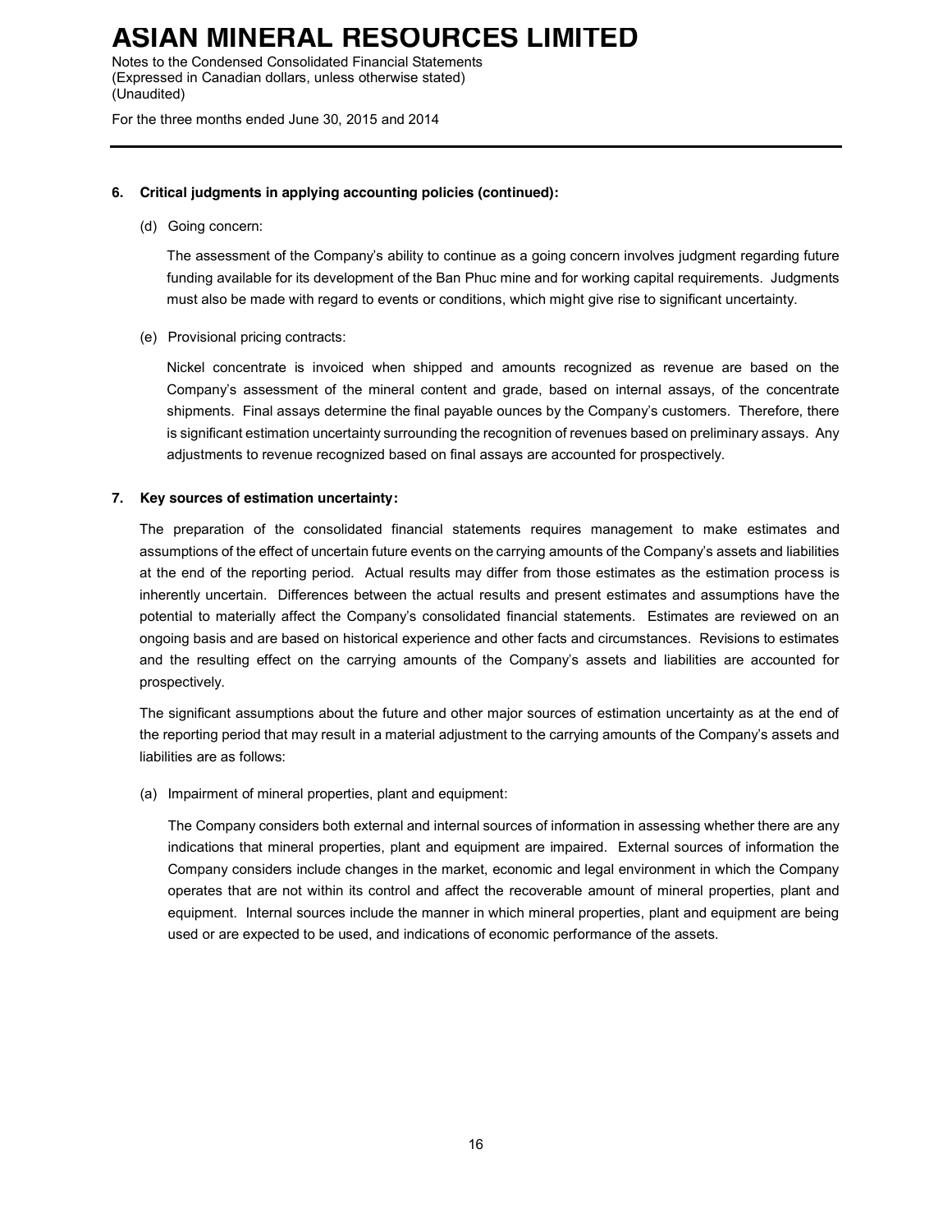**6. Critical judgments in applying accounting policies (continued):**

(d) Going concern:

The assessment of the Company's ability to continue as a going concern involves judgment regarding future funding available for its development of the Ban Phuc mine and for working capital requirements. Judgments must also be made with regard to events or conditions, which might give rise to significant uncertainty.

(e) Provisional pricing contracts:

Nickel concentrate is invoiced when shipped and amounts recognized as revenue are based on the Company's assessment of the mineral content and grade, based on internal assays, of the concentrate shipments. Final assays determine the final payable ounces by the Company's customers. Therefore, there is significant estimation uncertainty surrounding the recognition of revenues based on preliminary assays. Any adjustments to revenue recognized based on final assays are accounted for prospectively.

**7. Key sources of estimation uncertainty:**

The preparation of the consolidated financial statements requires management to make estimates and assumptions of the effect of uncertain future events on the carrying amounts of the Company's assets and liabilities at the end of the reporting period. Actual results may differ from those estimates as the estimation process is inherently uncertain. Differences between the actual results and present estimates and assumptions have the potential to materially affect the Company's consolidated financial statements. Estimates are reviewed on an ongoing basis and are based on historical experience and other facts and circumstances. Revisions to estimates and the resulting effect on the carrying amounts of the Company's assets and liabilities are accounted for prospectively.

The significant assumptions about the future and other major sources of estimation uncertainty as at the end of the reporting period that may result in a material adjustment to the carrying amounts of the Company's assets and liabilities are as follows:

(a) Impairment of mineral properties, plant and equipment:

The Company considers both external and internal sources of information in assessing whether there are any indications that mineral properties, plant and equipment are impaired. External sources of information the Company considers include changes in the market, economic and legal environment in which the Company operates that are not within its control and affect the recoverable amount of mineral properties, plant and equipment. Internal sources include the manner in which mineral properties, plant and equipment are being used or are expected to be used, and indications of economic performance of the assets.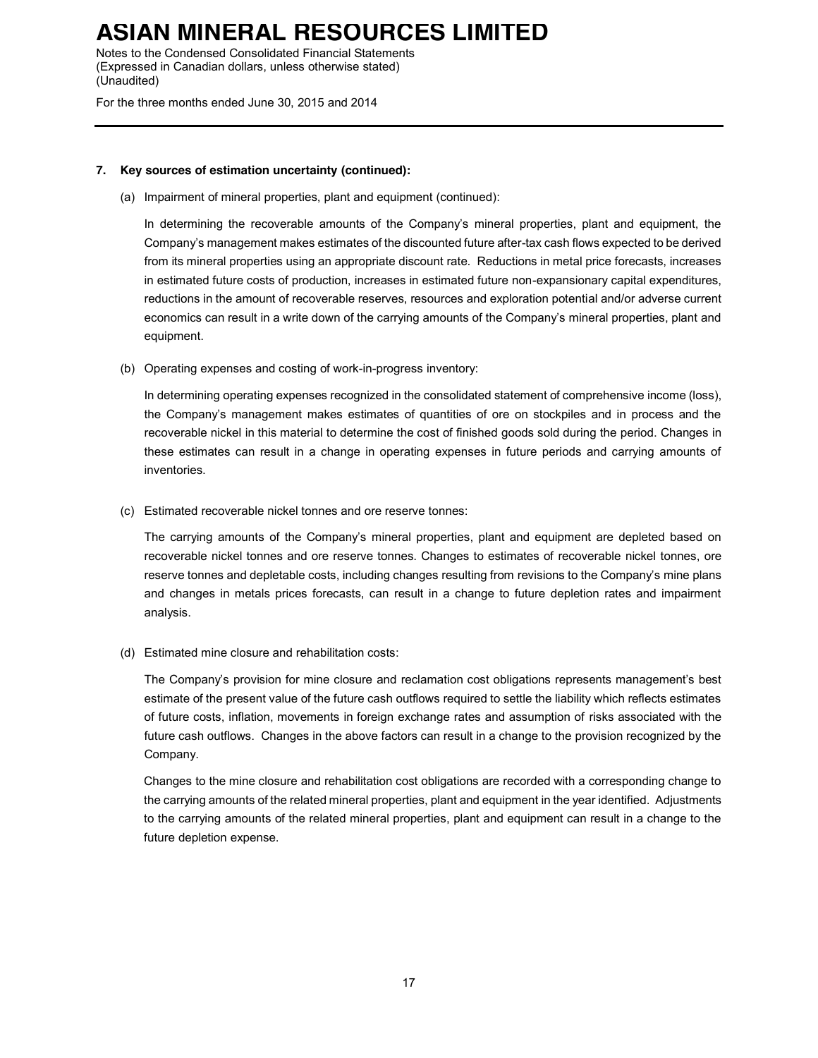### 7. Key sources of estimation uncertainty (continued):

(a) Impairment of mineral properties, plant and equipment (continued):

In determining the recoverable amounts of the Company's mineral properties, plant and equipment, the Company's management makes estimates of the discounted future after-tax cash flows expected to be derived from its mineral properties using an appropriate discount rate. Reductions in metal price forecasts, increases in estimated future costs of production, increases in estimated future non-expansionary capital expenditures, reductions in the amount of recoverable reserves, resources and exploration potential and/or adverse current economics can result in a write down of the carrying amounts of the Company's mineral properties, plant and equipment.

(b) Operating expenses and costing of work-in-progress inventory:

In determining operating expenses recognized in the consolidated statement of comprehensive income (loss), the Company's management makes estimates of quantities of ore on stockpiles and in process and the recoverable nickel in this material to determine the cost of finished goods sold during the period. Changes in these estimates can result in a change in operating expenses in future periods and carrying amounts of inventories.

(c) Estimated recoverable nickel tonnes and ore reserve tonnes:

The carrying amounts of the Company's mineral properties, plant and equipment are depleted based on recoverable nickel tonnes and ore reserve tonnes. Changes to estimates of recoverable nickel tonnes, ore reserve tonnes and depletable costs, including changes resulting from revisions to the Company's mine plans and changes in metals prices forecasts, can result in a change to future depletion rates and impairment analysis.

(d) Estimated mine closure and rehabilitation costs:

The Company's provision for mine closure and reclamation cost obligations represents management's best estimate of the present value of the future cash outflows required to settle the liability which reflects estimates of future costs, inflation, movements in foreign exchange rates and assumption of risks associated with the future cash outflows. Changes in the above factors can result in a change to the provision recognized by the Company.

Changes to the mine closure and rehabilitation cost obligations are recorded with a corresponding change to the carrying amounts of the related mineral properties, plant and equipment in the year identified. Adjustments to the carrying amounts of the related mineral properties, plant and equipment can result in a change to the future depletion expense.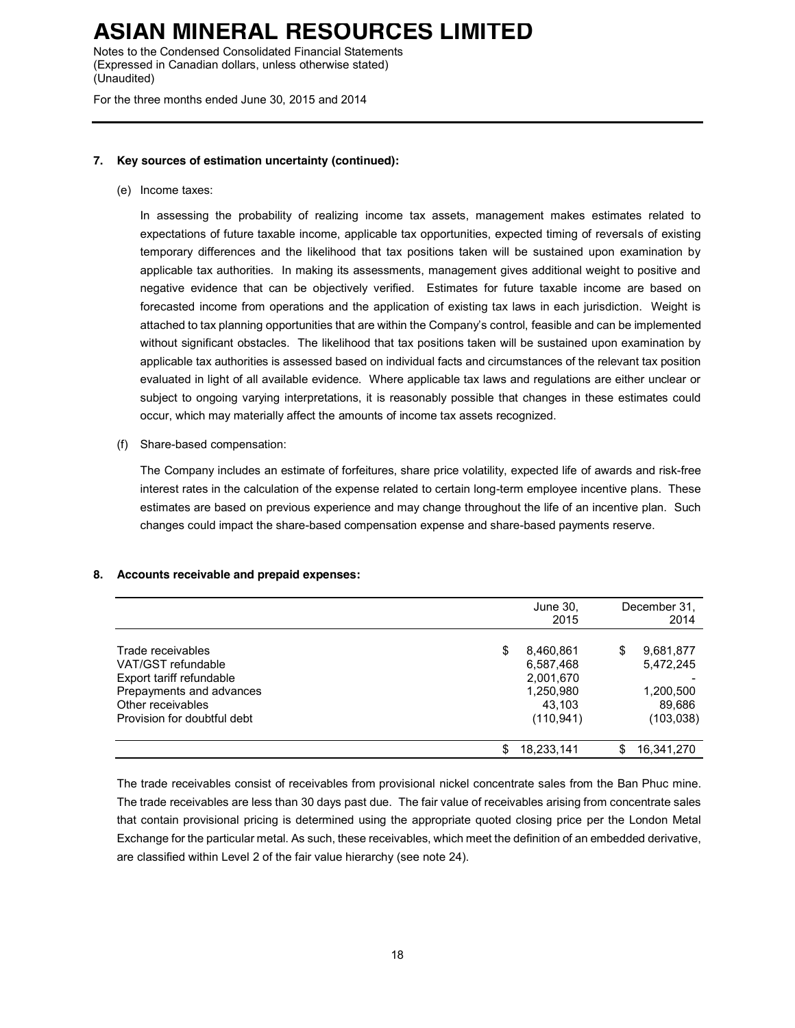### 7. Key sources of estimation uncertainty (continued):

(e) Income taxes:

In assessing the probability of realizing income tax assets, management makes estimates related to expectations of future taxable income, applicable tax opportunities, expected timing of reversals of existing temporary differences and the likelihood that tax positions taken will be sustained upon examination by applicable tax authorities. In making its assessments, management gives additional weight to positive and negative evidence that can be objectively verified. Estimates for future taxable income are based on forecasted income from operations and the application of existing tax laws in each jurisdiction. Weight is attached to tax planning opportunities that are within the Company's control, feasible and can be implemented without significant obstacles. The likelihood that tax positions taken will be sustained upon examination by applicable tax authorities is assessed based on individual facts and circumstances of the relevant tax position evaluated in light of all available evidence. Where applicable tax laws and regulations are either unclear or subject to ongoing varying interpretations, it is reasonably possible that changes in these estimates could occur, which may materially affect the amounts of income tax assets recognized.

(f) Share-based compensation:

The Company includes an estimate of forfeitures, share price volatility, expected life of awards and risk-free interest rates in the calculation of the expense related to certain long-term employee incentive plans. These estimates are based on previous experience and may change throughout the life of an incentive plan. Such changes could impact the share-based compensation expense and share-based payments reserve.

### 8. Accounts receivable and prepaid expenses:

| | June 30, 2015 | December 31, 2014 |
|---|---|---|
| Trade receivables | $ 8,460,861 | $ 9,681,877 |
| VAT/GST refundable | 6,587,468 | 5,472,245 |
| Export tariff refundable | 2,001,670 | - |
| Prepayments and advances | 1,250,980 | 1,200,500 |
| Other receivables | 43,103 | 89,686 |
| Provision for doubtful debt | (110,941) | (103,038) |
| | $ 18,233,141 | $ 16,341,270 |

The trade receivables consist of receivables from provisional nickel concentrate sales from the Ban Phuc mine. The trade receivables are less than 30 days past due. The fair value of receivables arising from concentrate sales that contain provisional pricing is determined using the appropriate quoted closing price per the London Metal Exchange for the particular metal. As such, these receivables, which meet the definition of an embedded derivative, are classified within Level 2 of the fair value hierarchy (see note 24).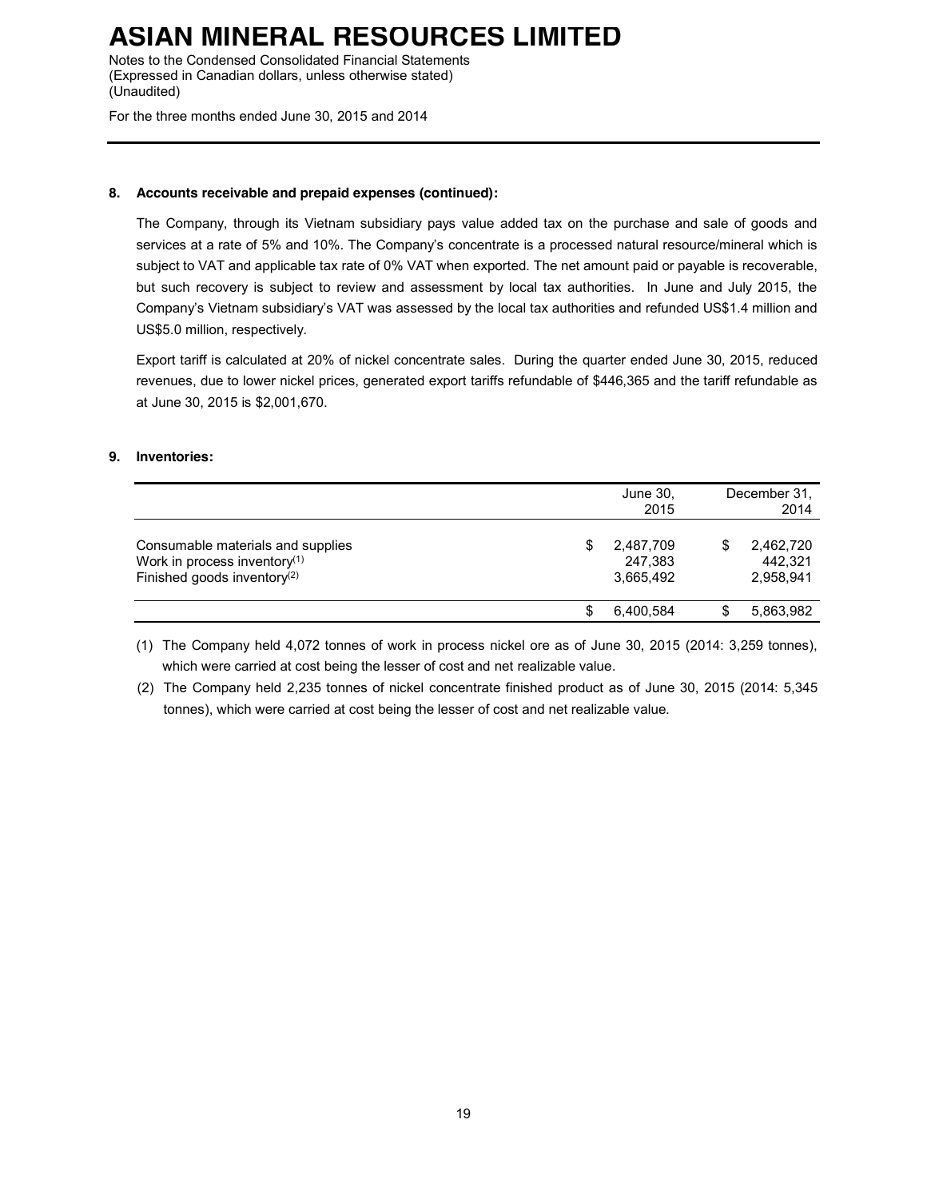**8. Accounts receivable and prepaid expenses (continued):**

The Company, through its Vietnam subsidiary pays value added tax on the purchase and sale of goods and services at a rate of 5% and 10%. The Company's concentrate is a processed natural resource/mineral which is subject to VAT and applicable tax rate of 0% VAT when exported. The net amount paid or payable is recoverable, but such recovery is subject to review and assessment by local tax authorities. In June and July 2015, the Company's Vietnam subsidiary's VAT was assessed by the local tax authorities and refunded US$1.4 million and US$5.0 million, respectively.

Export tariff is calculated at 20% of nickel concentrate sales. During the quarter ended June 30, 2015, reduced revenues, due to lower nickel prices, generated export tariffs refundable of $446,365 and the tariff refundable as at June 30, 2015 is $2,001,670.

**9. Inventories:**

| | June 30, 2015 | December 31, 2014 |
|---|---|---|
| Consumable materials and supplies | $ 2,487,709 | $ 2,462,720 |
| Work in process inventory(1) | 247,383 | 442,321 |
| Finished goods inventory(2) | 3,665,492 | 2,958,941 |
| | $ 6,400,584 | $ 5,863,982 |

(1) The Company held 4,072 tonnes of work in process nickel ore as of June 30, 2015 (2014: 3,259 tonnes), which were carried at cost being the lesser of cost and net realizable value.

(2) The Company held 2,235 tonnes of nickel concentrate finished product as of June 30, 2015 (2014: 5,345 tonnes), which were carried at cost being the lesser of cost and net realizable value.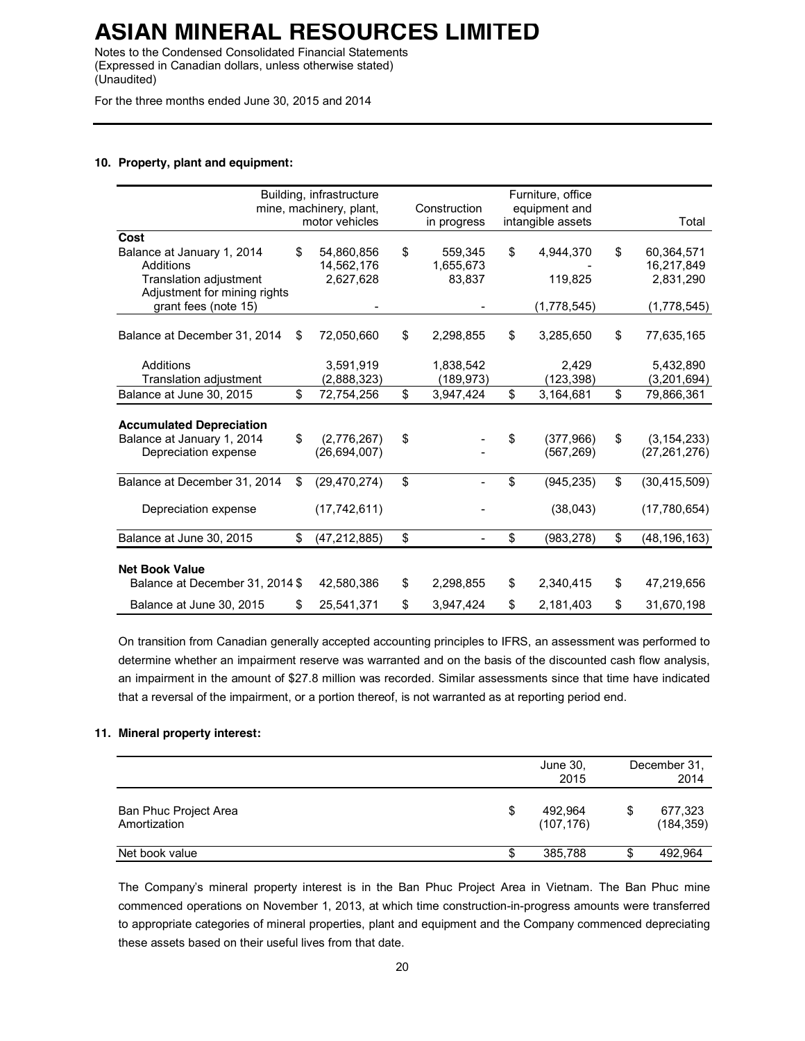# ASIAN MINERAL RESOURCES LIMITED

Notes to the Condensed Consolidated Financial Statements
(Expressed in Canadian dollars, unless otherwise stated)
(Unaudited)

For the three months ended June 30, 2015 and 2014

## 10. Property, plant and equipment:

| | Building, infrastructure mine, machinery, plant, motor vehicles | Construction in progress | Furniture, office equipment and intangible assets | Total |
|---|---|---|---|---|
| **Cost** | | | | |
| Balance at January 1, 2014 | $ 54,860,856 | $ 559,345 | $ 4,944,370 | $ 60,364,571 |
| Additions | 14,562,176 | 1,655,673 | - | 16,217,849 |
| Translation adjustment | 2,627,628 | 83,837 | 119,825 | 2,831,290 |
| Adjustment for mining rights grant fees (note 15) | - | - | (1,778,545) | (1,778,545) |
| Balance at December 31, 2014 | $ 72,050,660 | $ 2,298,855 | $ 3,285,650 | $ 77,635,165 |
| Additions | 3,591,919 | 1,838,542 | 2,429 | 5,432,890 |
| Translation adjustment | (2,888,323) | (189,973) | (123,398) | (3,201,694) |
| Balance at June 30, 2015 | $ 72,754,256 | $ 3,947,424 | $ 3,164,681 | $ 79,866,361 |
| **Accumulated Depreciation** | | | | |
| Balance at January 1, 2014 | $ (2,776,267) | $ - | $ (377,966) | $ (3,154,233) |
| Depreciation expense | (26,694,007) | - | (567,269) | (27,261,276) |
| Balance at December 31, 2014 | $ (29,470,274) | $ - | $ (945,235) | $ (30,415,509) |
| Depreciation expense | (17,742,611) | - | (38,043) | (17,780,654) |
| Balance at June 30, 2015 | $ (47,212,885) | $ - | $ (983,278) | $ (48,196,163) |
| **Net Book Value** | | | | |
| Balance at December 31, 2014 | $ 42,580,386 | $ 2,298,855 | $ 2,340,415 | $ 47,219,656 |
| Balance at June 30, 2015 | $ 25,541,371 | $ 3,947,424 | $ 2,181,403 | $ 31,670,198 |

On transition from Canadian generally accepted accounting principles to IFRS, an assessment was performed to determine whether an impairment reserve was warranted and on the basis of the discounted cash flow analysis, an impairment in the amount of $27.8 million was recorded. Similar assessments since that time have indicated that a reversal of the impairment, or a portion thereof, is not warranted as at reporting period end.

## 11. Mineral property interest:

| | June 30, 2015 | December 31, 2014 |
|---|---|---|
| Ban Phuc Project Area | $ 492,964 | $ 677,323 |
| Amortization | (107,176) | (184,359) |
| Net book value | $ 385,788 | $ 492,964 |

The Company's mineral property interest is in the Ban Phuc Project Area in Vietnam. The Ban Phuc mine commenced operations on November 1, 2013, at which time construction-in-progress amounts were transferred to appropriate categories of mineral properties, plant and equipment and the Company commenced depreciating these assets based on their useful lives from that date.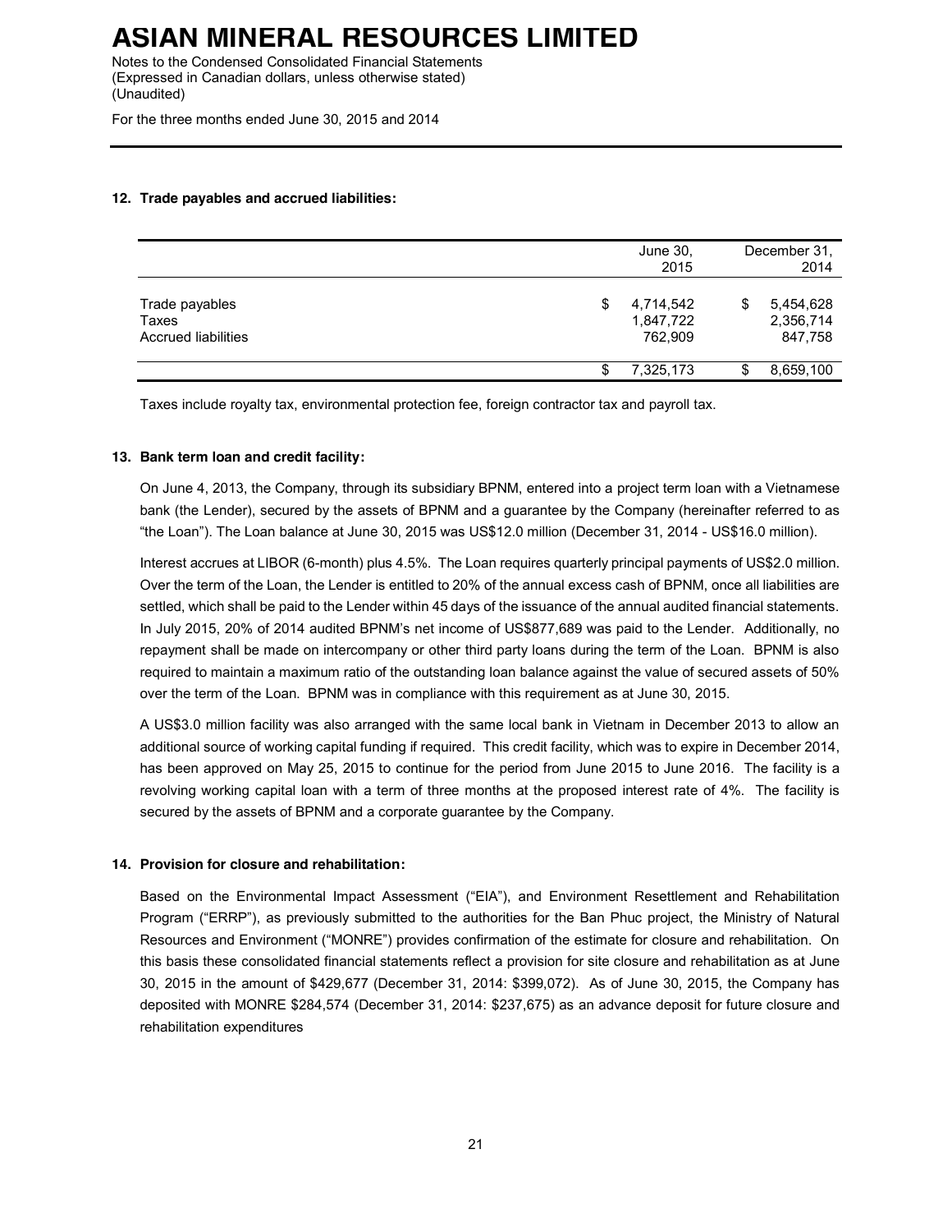### 12. Trade payables and accrued liabilities:

| | June 30, 2015 | December 31, 2014 |
|---|---|---|
| Trade payables | $ 4,714,542 | $ 5,454,628 |
| Taxes | 1,847,722 | 2,356,714 |
| Accrued liabilities | 762,909 | 847,758 |
| | $ 7,325,173 | $ 8,659,100 |

Taxes include royalty tax, environmental protection fee, foreign contractor tax and payroll tax.

### 13. Bank term loan and credit facility:

On June 4, 2013, the Company, through its subsidiary BPNM, entered into a project term loan with a Vietnamese bank (the Lender), secured by the assets of BPNM and a guarantee by the Company (hereinafter referred to as "the Loan"). The Loan balance at June 30, 2015 was US$12.0 million (December 31, 2014 - US$16.0 million).

Interest accrues at LIBOR (6-month) plus 4.5%. The Loan requires quarterly principal payments of US$2.0 million. Over the term of the Loan, the Lender is entitled to 20% of the annual excess cash of BPNM, once all liabilities are settled, which shall be paid to the Lender within 45 days of the issuance of the annual audited financial statements. In July 2015, 20% of 2014 audited BPNM's net income of US$877,689 was paid to the Lender. Additionally, no repayment shall be made on intercompany or other third party loans during the term of the Loan. BPNM is also required to maintain a maximum ratio of the outstanding loan balance against the value of secured assets of 50% over the term of the Loan. BPNM was in compliance with this requirement as at June 30, 2015.

A US$3.0 million facility was also arranged with the same local bank in Vietnam in December 2013 to allow an additional source of working capital funding if required. This credit facility, which was to expire in December 2014, has been approved on May 25, 2015 to continue for the period from June 2015 to June 2016. The facility is a revolving working capital loan with a term of three months at the proposed interest rate of 4%. The facility is secured by the assets of BPNM and a corporate guarantee by the Company.

### 14. Provision for closure and rehabilitation:

Based on the Environmental Impact Assessment ("EIA"), and Environment Resettlement and Rehabilitation Program ("ERRP"), as previously submitted to the authorities for the Ban Phuc project, the Ministry of Natural Resources and Environment ("MONRE") provides confirmation of the estimate for closure and rehabilitation. On this basis these consolidated financial statements reflect a provision for site closure and rehabilitation as at June 30, 2015 in the amount of $429,677 (December 31, 2014: $399,072). As of June 30, 2015, the Company has deposited with MONRE $284,574 (December 31, 2014: $237,675) as an advance deposit for future closure and rehabilitation expenditures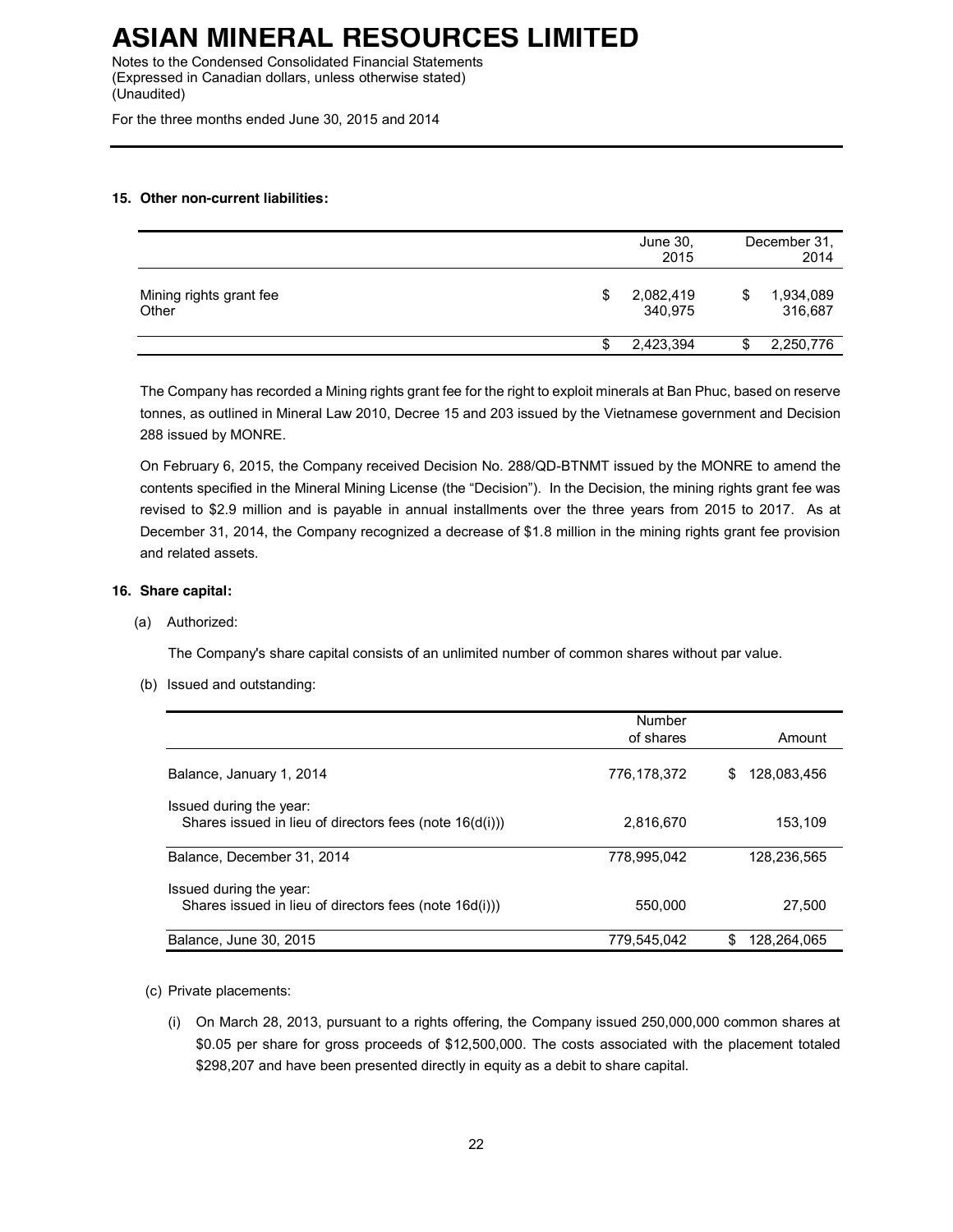### 15. Other non-current liabilities:

| | June 30, 2015 | December 31, 2014 |
|---|---|---|
| Mining rights grant fee | $ 2,082,419 | $ 1,934,089 |
| Other | 340,975 | 316,687 |
| | $ 2,423,394 | $ 2,250,776 |

The Company has recorded a Mining rights grant fee for the right to exploit minerals at Ban Phuc, based on reserve tonnes, as outlined in Mineral Law 2010, Decree 15 and 203 issued by the Vietnamese government and Decision 288 issued by MONRE.

On February 6, 2015, the Company received Decision No. 288/QD-BTNMT issued by the MONRE to amend the contents specified in the Mineral Mining License (the "Decision"). In the Decision, the mining rights grant fee was revised to $2.9 million and is payable in annual installments over the three years from 2015 to 2017. As at December 31, 2014, the Company recognized a decrease of $1.8 million in the mining rights grant fee provision and related assets.

### 16. Share capital:

(a) Authorized:

The Company's share capital consists of an unlimited number of common shares without par value.

(b) Issued and outstanding:

| | Number of shares | Amount |
|---|---|---|
| Balance, January 1, 2014 | 776,178,372 | $ 128,083,456 |
| Issued during the year:<br>Shares issued in lieu of directors fees (note 16(d(i))) | 2,816,670 | 153,109 |
| Balance, December 31, 2014 | 778,995,042 | 128,236,565 |
| Issued during the year:<br>Shares issued in lieu of directors fees (note 16d(i))) | 550,000 | 27,500 |
| Balance, June 30, 2015 | 779,545,042 | $ 128,264,065 |

(c) Private placements:

(i) On March 28, 2013, pursuant to a rights offering, the Company issued 250,000,000 common shares at $0.05 per share for gross proceeds of $12,500,000. The costs associated with the placement totaled $298,207 and have been presented directly in equity as a debit to share capital.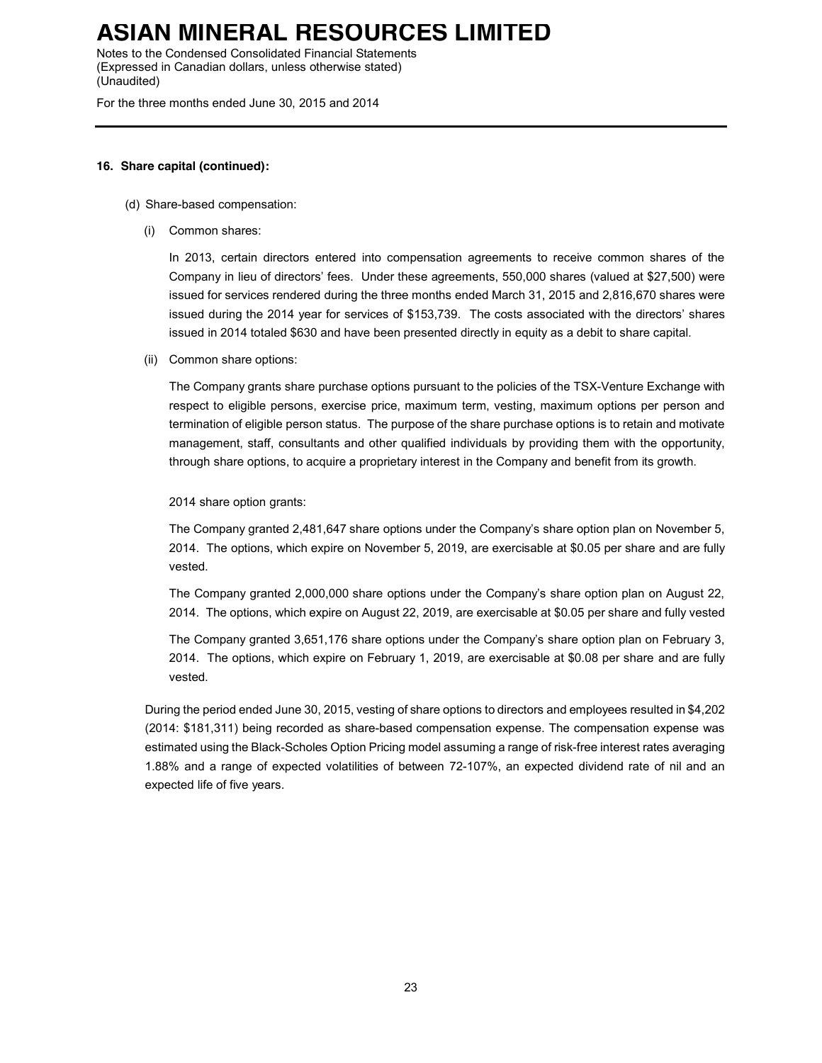**16. Share capital (continued):**

(d) Share-based compensation:

(i) Common shares:

In 2013, certain directors entered into compensation agreements to receive common shares of the Company in lieu of directors' fees. Under these agreements, 550,000 shares (valued at $27,500) were issued for services rendered during the three months ended March 31, 2015 and 2,816,670 shares were issued during the 2014 year for services of $153,739. The costs associated with the directors' shares issued in 2014 totaled $630 and have been presented directly in equity as a debit to share capital.

(ii) Common share options:

The Company grants share purchase options pursuant to the policies of the TSX-Venture Exchange with respect to eligible persons, exercise price, maximum term, vesting, maximum options per person and termination of eligible person status. The purpose of the share purchase options is to retain and motivate management, staff, consultants and other qualified individuals by providing them with the opportunity, through share options, to acquire a proprietary interest in the Company and benefit from its growth.

2014 share option grants:

The Company granted 2,481,647 share options under the Company's share option plan on November 5, 2014. The options, which expire on November 5, 2019, are exercisable at $0.05 per share and are fully vested.

The Company granted 2,000,000 share options under the Company's share option plan on August 22, 2014. The options, which expire on August 22, 2019, are exercisable at $0.05 per share and fully vested

The Company granted 3,651,176 share options under the Company's share option plan on February 3, 2014. The options, which expire on February 1, 2019, are exercisable at $0.08 per share and are fully vested.

During the period ended June 30, 2015, vesting of share options to directors and employees resulted in $4,202 (2014: $181,311) being recorded as share-based compensation expense. The compensation expense was estimated using the Black-Scholes Option Pricing model assuming a range of risk-free interest rates averaging 1.88% and a range of expected volatilities of between 72-107%, an expected dividend rate of nil and an expected life of five years.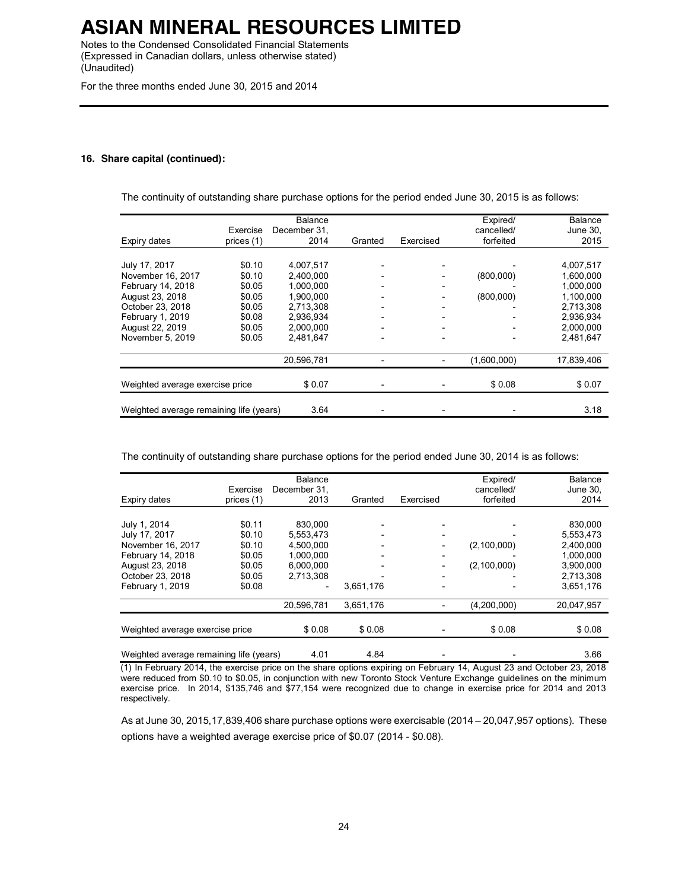### 16. Share capital (continued):

The continuity of outstanding share purchase options for the period ended June 30, 2015 is as follows:

| Expiry dates | Exercise prices (1) | Balance December 31, 2014 | Granted | Exercised | Expired/ cancelled/ forfeited | Balance June 30, 2015 |
|---|---|---|---|---|---|---|
| July 17, 2017 | $0.10 | 4,007,517 | - | - | - | 4,007,517 |
| November 16, 2017 | $0.10 | 2,400,000 | - | - | (800,000) | 1,600,000 |
| February 14, 2018 | $0.05 | 1,000,000 | - | - | - | 1,000,000 |
| August 23, 2018 | $0.05 | 1,900,000 | - | - | (800,000) | 1,100,000 |
| October 23, 2018 | $0.05 | 2,713,308 | - | - | - | 2,713,308 |
| February 1, 2019 | $0.08 | 2,936,934 | - | - | - | 2,936,934 |
| August 22, 2019 | $0.05 | 2,000,000 | - | - | - | 2,000,000 |
| November 5, 2019 | $0.05 | 2,481,647 | - | - | - | 2,481,647 |
| | | 20,596,781 | - | - | (1,600,000) | 17,839,406 |
| Weighted average exercise price | | $ 0.07 | - | - | $ 0.08 | $ 0.07 |
| Weighted average remaining life (years) | | 3.64 | - | - | - | 3.18 |

The continuity of outstanding share purchase options for the period ended June 30, 2014 is as follows:

| Expiry dates | Exercise prices (1) | Balance December 31, 2013 | Granted | Exercised | Expired/ cancelled/ forfeited | Balance June 30, 2014 |
|---|---|---|---|---|---|---|
| July 1, 2014 | $0.11 | 830,000 | - | - | - | 830,000 |
| July 17, 2017 | $0.10 | 5,553,473 | - | - | - | 5,553,473 |
| November 16, 2017 | $0.10 | 4,500,000 | - | - | (2,100,000) | 2,400,000 |
| February 14, 2018 | $0.05 | 1,000,000 | - | - | - | 1,000,000 |
| August 23, 2018 | $0.05 | 6,000,000 | - | - | (2,100,000) | 3,900,000 |
| October 23, 2018 | $0.05 | 2,713,308 | - | - | - | 2,713,308 |
| February 1, 2019 | $0.08 | - | 3,651,176 | - | - | 3,651,176 |
| | | 20,596,781 | 3,651,176 | - | (4,200,000) | 20,047,957 |
| Weighted average exercise price | | $ 0.08 | $ 0.08 | - | $ 0.08 | $ 0.08 |
| Weighted average remaining life (years) | | 4.01 | 4.84 | - | - | 3.66 |

(1) In February 2014, the exercise price on the share options expiring on February 14, August 23 and October 23, 2018 were reduced from $0.10 to $0.05, in conjunction with new Toronto Stock Venture Exchange guidelines on the minimum exercise price. In 2014, $135,746 and $77,154 were recognized due to change in exercise price for 2014 and 2013 respectively.

As at June 30, 2015,17,839,406 share purchase options were exercisable (2014 – 20,047,957 options). These options have a weighted average exercise price of $0.07 (2014 - $0.08).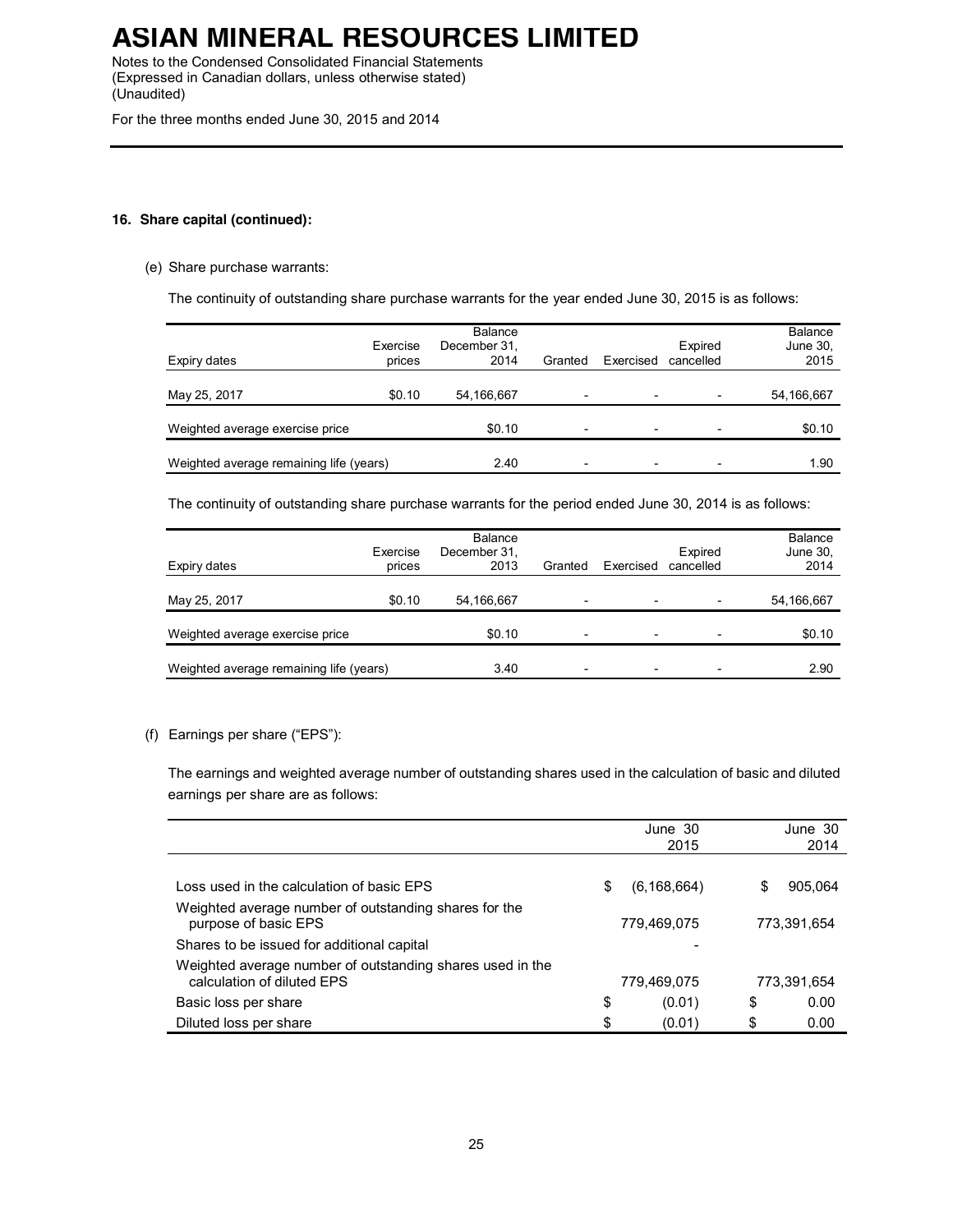#### 16. Share capital (continued):

(e) Share purchase warrants:

The continuity of outstanding share purchase warrants for the year ended June 30, 2015 is as follows:

| Expiry dates | Exercise prices | Balance December 31, 2014 | Granted | Exercised | Expired cancelled | Balance June 30, 2015 |
|---|---|---|---|---|---|---|
| May 25, 2017 | $0.10 | 54,166,667 | - | - | - | 54,166,667 |
| Weighted average exercise price | | $0.10 | - | - | - | $0.10 |
| Weighted average remaining life (years) | | 2.40 | - | - | - | 1.90 |

The continuity of outstanding share purchase warrants for the period ended June 30, 2014 is as follows:

| Expiry dates | Exercise prices | Balance December 31, 2013 | Granted | Exercised | Expired cancelled | Balance June 30, 2014 |
|---|---|---|---|---|---|---|
| May 25, 2017 | $0.10 | 54,166,667 | - | - | - | 54,166,667 |
| Weighted average exercise price | | $0.10 | - | - | - | $0.10 |
| Weighted average remaining life (years) | | 3.40 | - | - | - | 2.90 |

(f) Earnings per share ("EPS"):

The earnings and weighted average number of outstanding shares used in the calculation of basic and diluted earnings per share are as follows:

| | June 30 2015 | June 30 2014 |
|---|---|---|
| Loss used in the calculation of basic EPS | $ (6,168,664) | $ 905,064 |
| Weighted average number of outstanding shares for the purpose of basic EPS | 779,469,075 | 773,391,654 |
| Shares to be issued for additional capital | - | |
| Weighted average number of outstanding shares used in the calculation of diluted EPS | 779,469,075 | 773,391,654 |
| Basic loss per share | $ (0.01) | $ 0.00 |
| Diluted loss per share | $ (0.01) | $ 0.00 |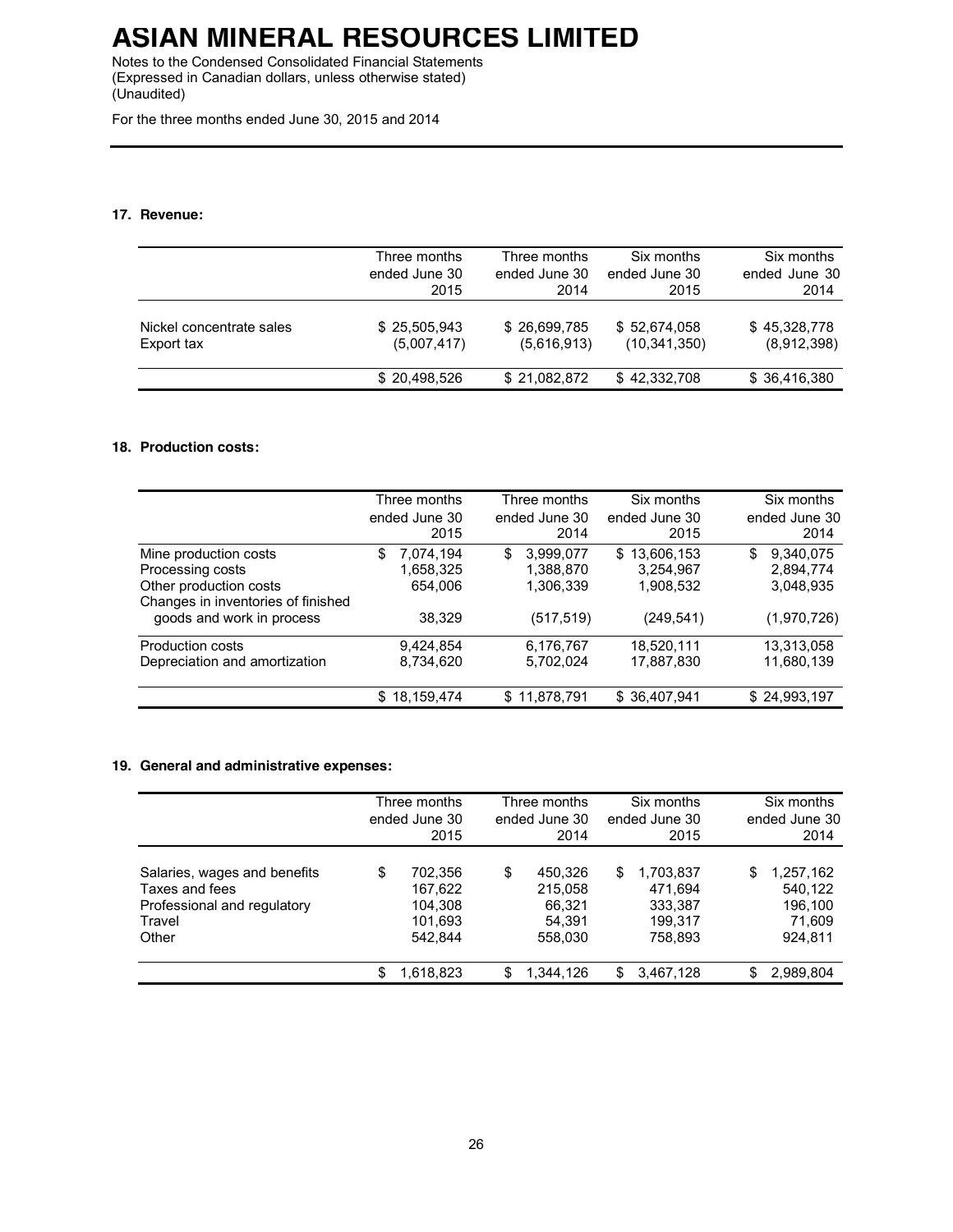# ASIAN MINERAL RESOURCES LIMITED

Notes to the Condensed Consolidated Financial Statements
(Expressed in Canadian dollars, unless otherwise stated)
(Unaudited)

For the three months ended June 30, 2015 and 2014

### 17. Revenue:

| | Three months ended June 30 2015 | Three months ended June 30 2014 | Six months ended June 30 2015 | Six months ended June 30 2014 |
|---|---|---|---|---|
| Nickel concentrate sales | $ 25,505,943 | $ 26,699,785 | $ 52,674,058 | $ 45,328,778 |
| Export tax | (5,007,417) | (5,616,913) | (10,341,350) | (8,912,398) |
| | $ 20,498,526 | $ 21,082,872 | $ 42,332,708 | $ 36,416,380 |

### 18. Production costs:

| | Three months ended June 30 2015 | Three months ended June 30 2014 | Six months ended June 30 2015 | Six months ended June 30 2014 |
|---|---|---|---|---|
| Mine production costs | $ 7,074,194 | $ 3,999,077 | $ 13,606,153 | $ 9,340,075 |
| Processing costs | 1,658,325 | 1,388,870 | 3,254,967 | 2,894,774 |
| Other production costs | 654,006 | 1,306,339 | 1,908,532 | 3,048,935 |
| Changes in inventories of finished goods and work in process | 38,329 | (517,519) | (249,541) | (1,970,726) |
| Production costs | 9,424,854 | 6,176,767 | 18,520,111 | 13,313,058 |
| Depreciation and amortization | 8,734,620 | 5,702,024 | 17,887,830 | 11,680,139 |
| | $ 18,159,474 | $ 11,878,791 | $ 36,407,941 | $ 24,993,197 |

### 19. General and administrative expenses:

| | Three months ended June 30 2015 | Three months ended June 30 2014 | Six months ended June 30 2015 | Six months ended June 30 2014 |
|---|---|---|---|---|
| Salaries, wages and benefits | $ 702,356 | $ 450,326 | $ 1,703,837 | $ 1,257,162 |
| Taxes and fees | 167,622 | 215,058 | 471,694 | 540,122 |
| Professional and regulatory | 104,308 | 66,321 | 333,387 | 196,100 |
| Travel | 101,693 | 54,391 | 199,317 | 71,609 |
| Other | 542,844 | 558,030 | 758,893 | 924,811 |
| | $ 1,618,823 | $ 1,344,126 | $ 3,467,128 | $ 2,989,804 |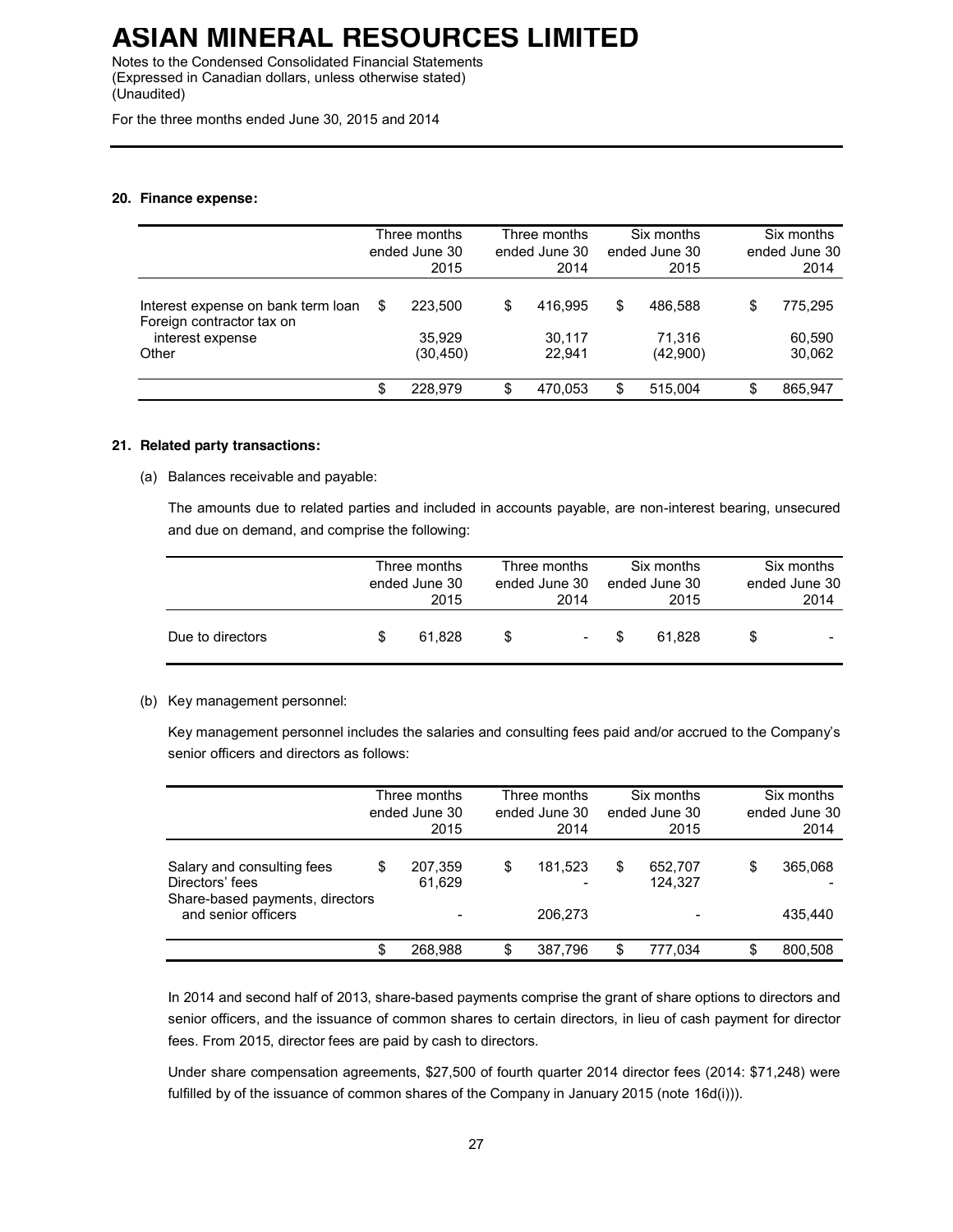### 20. Finance expense:

| | Three months ended June 30 2015 | Three months ended June 30 2014 | Six months ended June 30 2015 | Six months ended June 30 2014 |
|---|---|---|---|---|
| Interest expense on bank term loan | $ 223,500 | $ 416,995 | $ 486,588 | $ 775,295 |
| Foreign contractor tax on interest expense | 35,929 | 30,117 | 71,316 | 60,590 |
| Other | (30,450) | 22,941 | (42,900) | 30,062 |
| | $ 228,979 | $ 470,053 | $ 515,004 | $ 865,947 |

### 21. Related party transactions:

(a) Balances receivable and payable:

The amounts due to related parties and included in accounts payable, are non-interest bearing, unsecured and due on demand, and comprise the following:

| | Three months ended June 30 2015 | Three months ended June 30 2014 | Six months ended June 30 2015 | Six months ended June 30 2014 |
|---|---|---|---|---|
| Due to directors | $ 61,828 | $ - | $ 61,828 | $ - |

(b) Key management personnel:

Key management personnel includes the salaries and consulting fees paid and/or accrued to the Company's senior officers and directors as follows:

| | Three months ended June 30 2015 | Three months ended June 30 2014 | Six months ended June 30 2015 | Six months ended June 30 2014 |
|---|---|---|---|---|
| Salary and consulting fees | $ 207,359 | $ 181,523 | $ 652,707 | $ 365,068 |
| Directors' fees | 61,629 | - | 124,327 | - |
| Share-based payments, directors and senior officers | - | 206,273 | - | 435,440 |
| | $ 268,988 | $ 387,796 | $ 777,034 | $ 800,508 |

In 2014 and second half of 2013, share-based payments comprise the grant of share options to directors and senior officers, and the issuance of common shares to certain directors, in lieu of cash payment for director fees. From 2015, director fees are paid by cash to directors.

Under share compensation agreements, $27,500 of fourth quarter 2014 director fees (2014: $71,248) were fulfilled by of the issuance of common shares of the Company in January 2015 (note 16d(i))).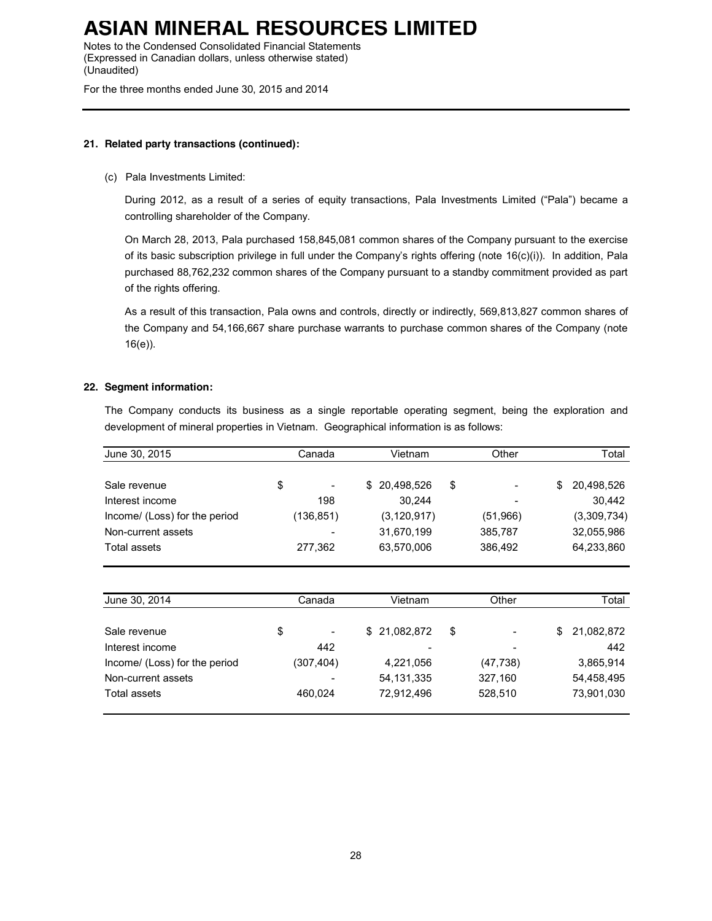# ASIAN MINERAL RESOURCES LIMITED

Notes to the Condensed Consolidated Financial Statements
(Expressed in Canadian dollars, unless otherwise stated)
(Unaudited)

For the three months ended June 30, 2015 and 2014

**21. Related party transactions (continued):**

(c) Pala Investments Limited:

During 2012, as a result of a series of equity transactions, Pala Investments Limited ("Pala") became a controlling shareholder of the Company.

On March 28, 2013, Pala purchased 158,845,081 common shares of the Company pursuant to the exercise of its basic subscription privilege in full under the Company's rights offering (note 16(c)(i)). In addition, Pala purchased 88,762,232 common shares of the Company pursuant to a standby commitment provided as part of the rights offering.

As a result of this transaction, Pala owns and controls, directly or indirectly, 569,813,827 common shares of the Company and 54,166,667 share purchase warrants to purchase common shares of the Company (note 16(e)).

**22. Segment information:**

The Company conducts its business as a single reportable operating segment, being the exploration and development of mineral properties in Vietnam. Geographical information is as follows:

| June 30, 2015 | Canada | Vietnam | Other | Total |
|---|---|---|---|---|
| Sale revenue | $ - | $ 20,498,526 | $ - | $ 20,498,526 |
| Interest income | 198 | 30,244 | - | 30,442 |
| Income/ (Loss) for the period | (136,851) | (3,120,917) | (51,966) | (3,309,734) |
| Non-current assets | - | 31,670,199 | 385,787 | 32,055,986 |
| Total assets | 277,362 | 63,570,006 | 386,492 | 64,233,860 |

| June 30, 2014 | Canada | Vietnam | Other | Total |
|---|---|---|---|---|
| Sale revenue | $ - | $ 21,082,872 | $ - | $ 21,082,872 |
| Interest income | 442 | - | - | 442 |
| Income/ (Loss) for the period | (307,404) | 4,221,056 | (47,738) | 3,865,914 |
| Non-current assets | - | 54,131,335 | 327,160 | 54,458,495 |
| Total assets | 460,024 | 72,912,496 | 528,510 | 73,901,030 |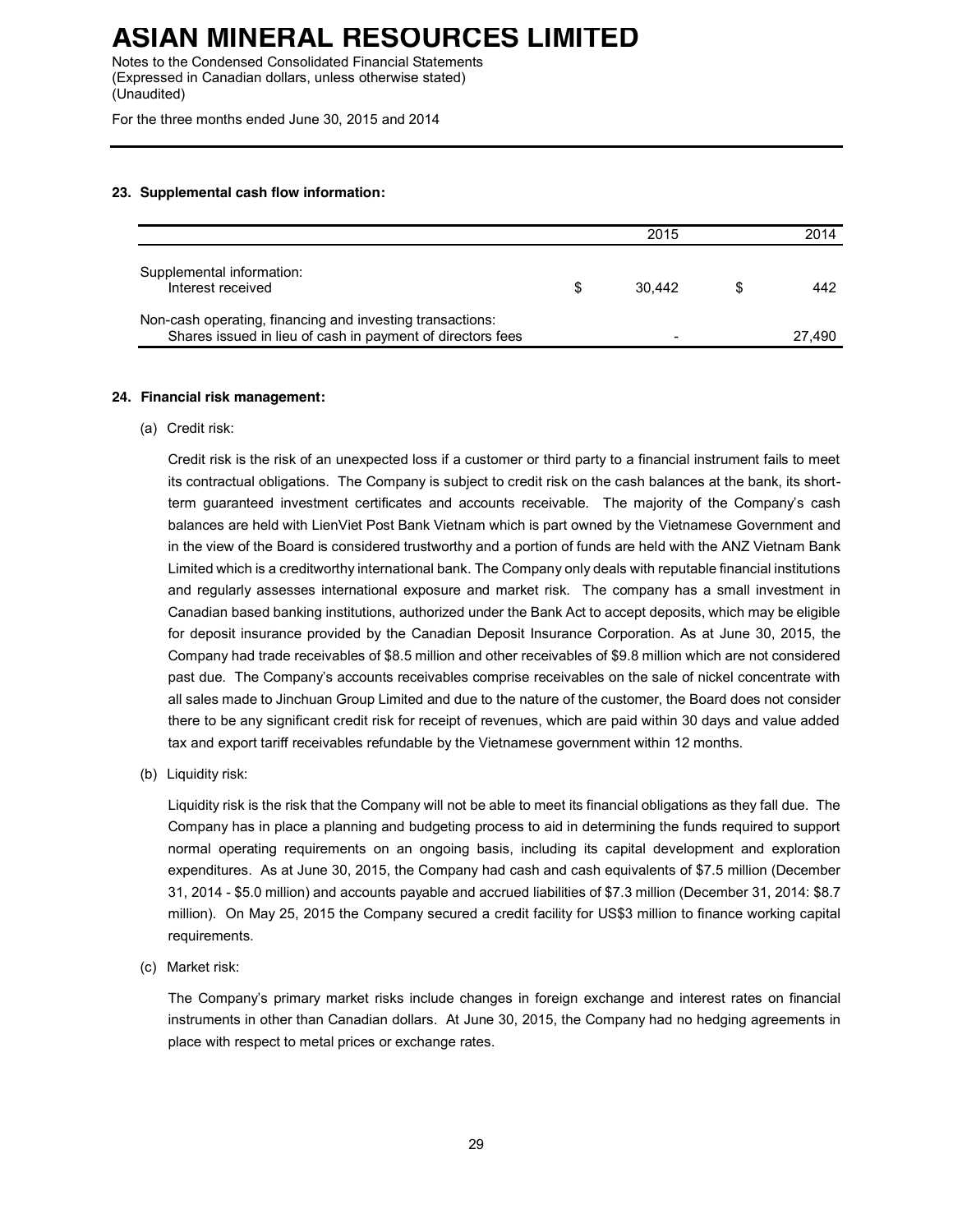### 23. Supplemental cash flow information:

| | | 2015 | | 2014 |
|---|---|---|---|---|
| Supplemental information: | | | | |
| Interest received | $ | 30,442 | $ | 442 |
| Non-cash operating, financing and investing transactions: | | | | |
| Shares issued in lieu of cash in payment of directors fees | | - | | 27,490 |

### 24. Financial risk management:

(a) Credit risk:

Credit risk is the risk of an unexpected loss if a customer or third party to a financial instrument fails to meet its contractual obligations. The Company is subject to credit risk on the cash balances at the bank, its short-term guaranteed investment certificates and accounts receivable. The majority of the Company's cash balances are held with LienViet Post Bank Vietnam which is part owned by the Vietnamese Government and in the view of the Board is considered trustworthy and a portion of funds are held with the ANZ Vietnam Bank Limited which is a creditworthy international bank. The Company only deals with reputable financial institutions and regularly assesses international exposure and market risk. The company has a small investment in Canadian based banking institutions, authorized under the Bank Act to accept deposits, which may be eligible for deposit insurance provided by the Canadian Deposit Insurance Corporation. As at June 30, 2015, the Company had trade receivables of $8.5 million and other receivables of $9.8 million which are not considered past due. The Company's accounts receivables comprise receivables on the sale of nickel concentrate with all sales made to Jinchuan Group Limited and due to the nature of the customer, the Board does not consider there to be any significant credit risk for receipt of revenues, which are paid within 30 days and value added tax and export tariff receivables refundable by the Vietnamese government within 12 months.

(b) Liquidity risk:

Liquidity risk is the risk that the Company will not be able to meet its financial obligations as they fall due. The Company has in place a planning and budgeting process to aid in determining the funds required to support normal operating requirements on an ongoing basis, including its capital development and exploration expenditures. As at June 30, 2015, the Company had cash and cash equivalents of $7.5 million (December 31, 2014 - $5.0 million) and accounts payable and accrued liabilities of $7.3 million (December 31, 2014: $8.7 million). On May 25, 2015 the Company secured a credit facility for US$3 million to finance working capital requirements.

(c) Market risk:

The Company's primary market risks include changes in foreign exchange and interest rates on financial instruments in other than Canadian dollars. At June 30, 2015, the Company had no hedging agreements in place with respect to metal prices or exchange rates.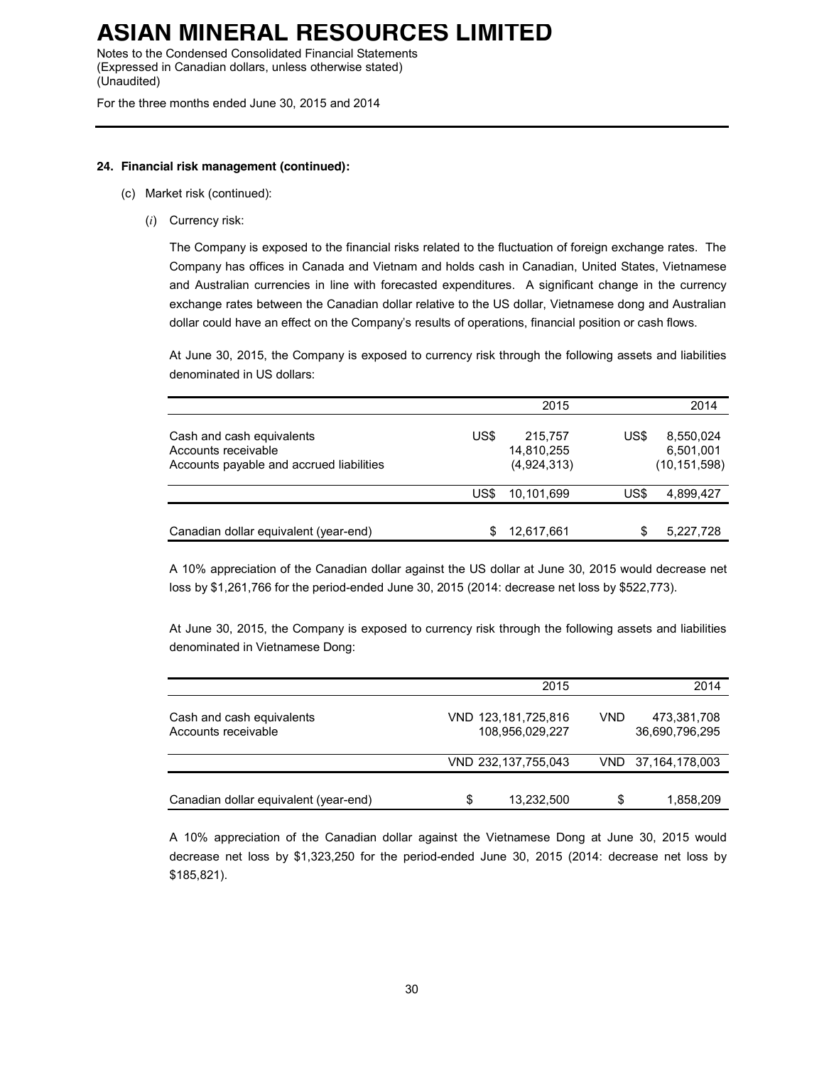# ASIAN MINERAL RESOURCES LIMITED

Notes to the Condensed Consolidated Financial Statements
(Expressed in Canadian dollars, unless otherwise stated)
(Unaudited)

For the three months ended June 30, 2015 and 2014

**24. Financial risk management (continued):**

(c) Market risk (continued):

(*i*) Currency risk:

The Company is exposed to the financial risks related to the fluctuation of foreign exchange rates. The Company has offices in Canada and Vietnam and holds cash in Canadian, United States, Vietnamese and Australian currencies in line with forecasted expenditures. A significant change in the currency exchange rates between the Canadian dollar relative to the US dollar, Vietnamese dong and Australian dollar could have an effect on the Company's results of operations, financial position or cash flows.

At June 30, 2015, the Company is exposed to currency risk through the following assets and liabilities denominated in US dollars:

| | | 2015 | | 2014 |
|---|---|---|---|---|
| Cash and cash equivalents | US$ | 215,757 | US$ | 8,550,024 |
| Accounts receivable | | 14,810,255 | | 6,501,001 |
| Accounts payable and accrued liabilities | | (4,924,313) | | (10,151,598) |
| | US$ | 10,101,699 | US$ | 4,899,427 |
| Canadian dollar equivalent (year-end) | $ | 12,617,661 | $ | 5,227,728 |

A 10% appreciation of the Canadian dollar against the US dollar at June 30, 2015 would decrease net loss by $1,261,766 for the period-ended June 30, 2015 (2014: decrease net loss by $522,773).

At June 30, 2015, the Company is exposed to currency risk through the following assets and liabilities denominated in Vietnamese Dong:

| | | 2015 | | 2014 |
|---|---|---|---|---|
| Cash and cash equivalents | VND | 123,181,725,816 | VND | 473,381,708 |
| Accounts receivable | | 108,956,029,227 | | 36,690,796,295 |
| | VND | 232,137,755,043 | VND | 37,164,178,003 |
| Canadian dollar equivalent (year-end) | $ | 13,232,500 | $ | 1,858,209 |

A 10% appreciation of the Canadian dollar against the Vietnamese Dong at June 30, 2015 would decrease net loss by $1,323,250 for the period-ended June 30, 2015 (2014: decrease net loss by $185,821).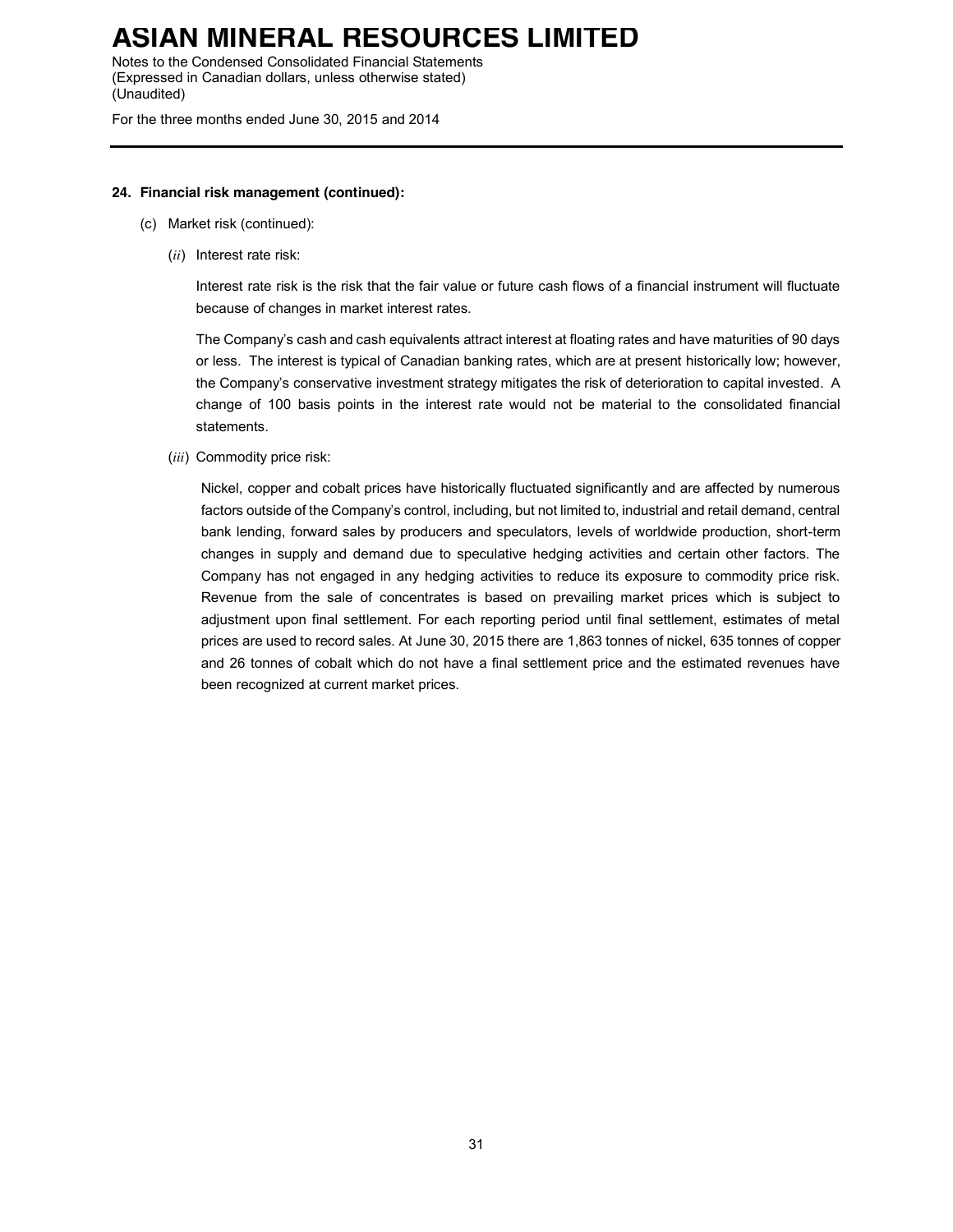## 24. Financial risk management (continued):

(c) Market risk (continued):

(*ii*) Interest rate risk:

Interest rate risk is the risk that the fair value or future cash flows of a financial instrument will fluctuate because of changes in market interest rates.

The Company's cash and cash equivalents attract interest at floating rates and have maturities of 90 days or less. The interest is typical of Canadian banking rates, which are at present historically low; however, the Company's conservative investment strategy mitigates the risk of deterioration to capital invested. A change of 100 basis points in the interest rate would not be material to the consolidated financial statements.

(*iii*) Commodity price risk:

Nickel, copper and cobalt prices have historically fluctuated significantly and are affected by numerous factors outside of the Company's control, including, but not limited to, industrial and retail demand, central bank lending, forward sales by producers and speculators, levels of worldwide production, short-term changes in supply and demand due to speculative hedging activities and certain other factors. The Company has not engaged in any hedging activities to reduce its exposure to commodity price risk. Revenue from the sale of concentrates is based on prevailing market prices which is subject to adjustment upon final settlement. For each reporting period until final settlement, estimates of metal prices are used to record sales. At June 30, 2015 there are 1,863 tonnes of nickel, 635 tonnes of copper and 26 tonnes of cobalt which do not have a final settlement price and the estimated revenues have been recognized at current market prices.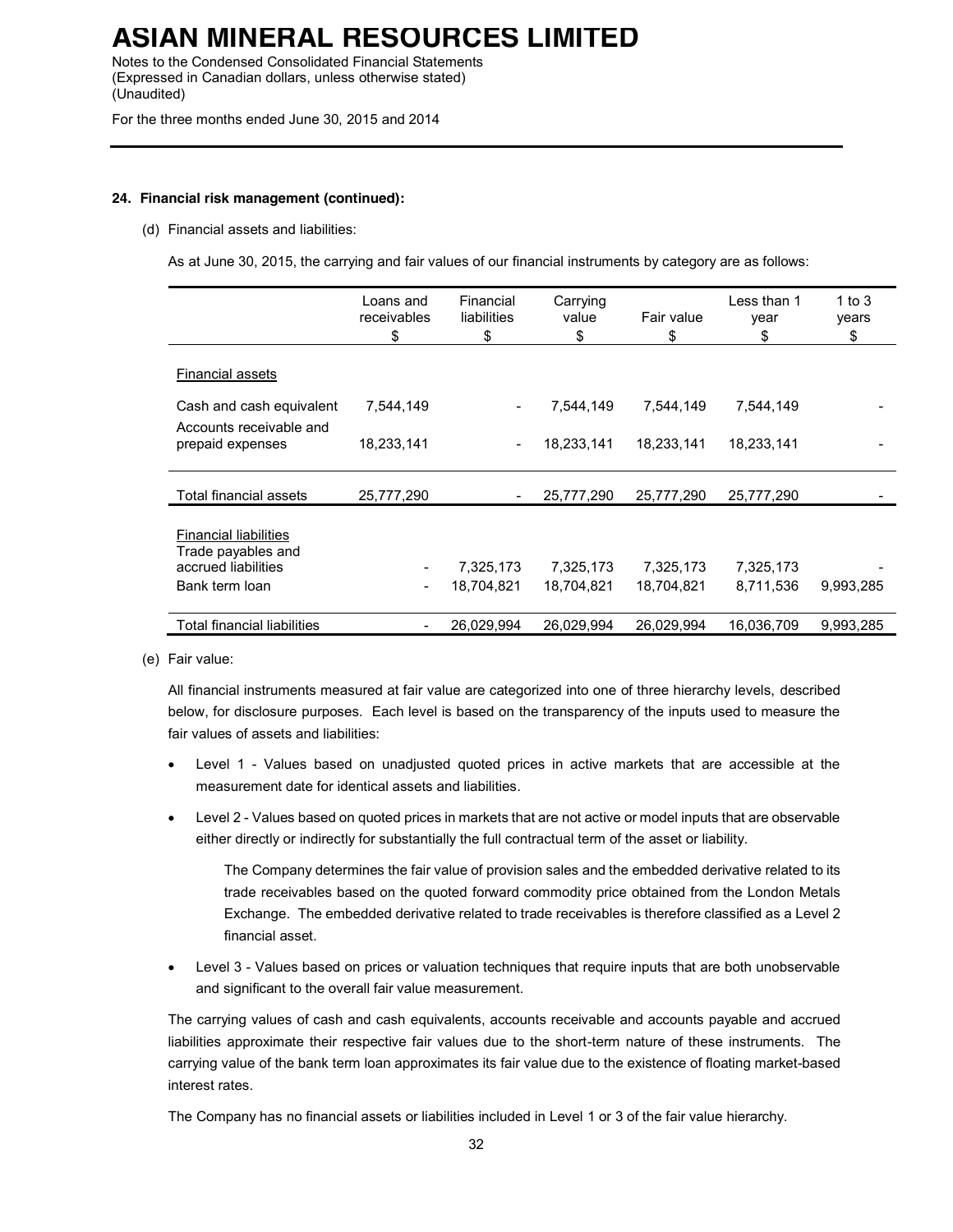## 24. Financial risk management (continued):

(d) Financial assets and liabilities:

As at June 30, 2015, the carrying and fair values of our financial instruments by category are as follows:

| | Loans and receivables $ | Financial liabilities $ | Carrying value $ | Fair value $ | Less than 1 year $ | 1 to 3 years $ |
|---|---|---|---|---|---|---|
| Financial assets | | | | | | |
| Cash and cash equivalent | 7,544,149 | - | 7,544,149 | 7,544,149 | 7,544,149 | - |
| Accounts receivable and prepaid expenses | 18,233,141 | - | 18,233,141 | 18,233,141 | 18,233,141 | - |
| Total financial assets | 25,777,290 | - | 25,777,290 | 25,777,290 | 25,777,290 | - |
| Financial liabilities | | | | | | |
| Trade payables and accrued liabilities | - | 7,325,173 | 7,325,173 | 7,325,173 | 7,325,173 | - |
| Bank term loan | - | 18,704,821 | 18,704,821 | 18,704,821 | 8,711,536 | 9,993,285 |
| Total financial liabilities | - | 26,029,994 | 26,029,994 | 26,029,994 | 16,036,709 | 9,993,285 |

(e) Fair value:

All financial instruments measured at fair value are categorized into one of three hierarchy levels, described below, for disclosure purposes. Each level is based on the transparency of the inputs used to measure the fair values of assets and liabilities:

- Level 1 - Values based on unadjusted quoted prices in active markets that are accessible at the measurement date for identical assets and liabilities.
- Level 2 - Values based on quoted prices in markets that are not active or model inputs that are observable either directly or indirectly for substantially the full contractual term of the asset or liability.

  The Company determines the fair value of provision sales and the embedded derivative related to its trade receivables based on the quoted forward commodity price obtained from the London Metals Exchange. The embedded derivative related to trade receivables is therefore classified as a Level 2 financial asset.

- Level 3 - Values based on prices or valuation techniques that require inputs that are both unobservable and significant to the overall fair value measurement.

The carrying values of cash and cash equivalents, accounts receivable and accounts payable and accrued liabilities approximate their respective fair values due to the short-term nature of these instruments. The carrying value of the bank term loan approximates its fair value due to the existence of floating market-based interest rates.

The Company has no financial assets or liabilities included in Level 1 or 3 of the fair value hierarchy.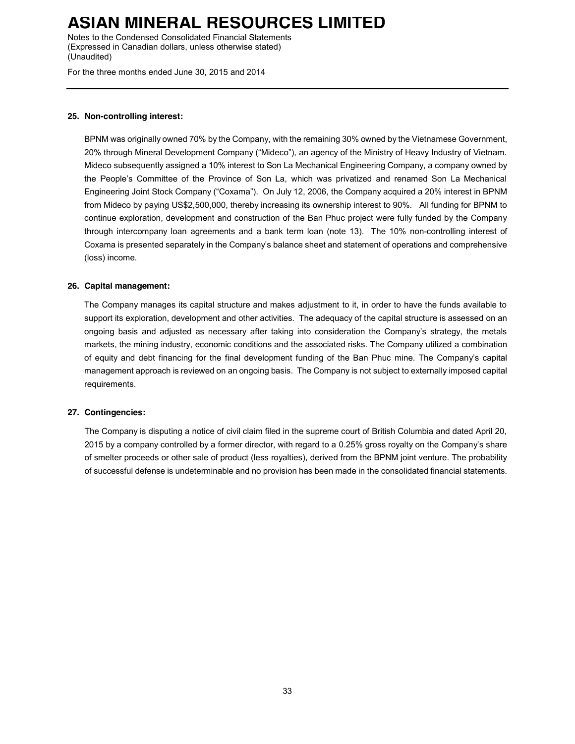## 25. Non-controlling interest:

BPNM was originally owned 70% by the Company, with the remaining 30% owned by the Vietnamese Government, 20% through Mineral Development Company ("Mideco"), an agency of the Ministry of Heavy Industry of Vietnam. Mideco subsequently assigned a 10% interest to Son La Mechanical Engineering Company, a company owned by the People's Committee of the Province of Son La, which was privatized and renamed Son La Mechanical Engineering Joint Stock Company ("Coxama"). On July 12, 2006, the Company acquired a 20% interest in BPNM from Mideco by paying US$2,500,000, thereby increasing its ownership interest to 90%. All funding for BPNM to continue exploration, development and construction of the Ban Phuc project were fully funded by the Company through intercompany loan agreements and a bank term loan (note 13). The 10% non-controlling interest of Coxama is presented separately in the Company's balance sheet and statement of operations and comprehensive (loss) income.

## 26. Capital management:

The Company manages its capital structure and makes adjustment to it, in order to have the funds available to support its exploration, development and other activities. The adequacy of the capital structure is assessed on an ongoing basis and adjusted as necessary after taking into consideration the Company's strategy, the metals markets, the mining industry, economic conditions and the associated risks. The Company utilized a combination of equity and debt financing for the final development funding of the Ban Phuc mine. The Company's capital management approach is reviewed on an ongoing basis. The Company is not subject to externally imposed capital requirements.

## 27. Contingencies:

The Company is disputing a notice of civil claim filed in the supreme court of British Columbia and dated April 20, 2015 by a company controlled by a former director, with regard to a 0.25% gross royalty on the Company's share of smelter proceeds or other sale of product (less royalties), derived from the BPNM joint venture. The probability of successful defense is undeterminable and no provision has been made in the consolidated financial statements.